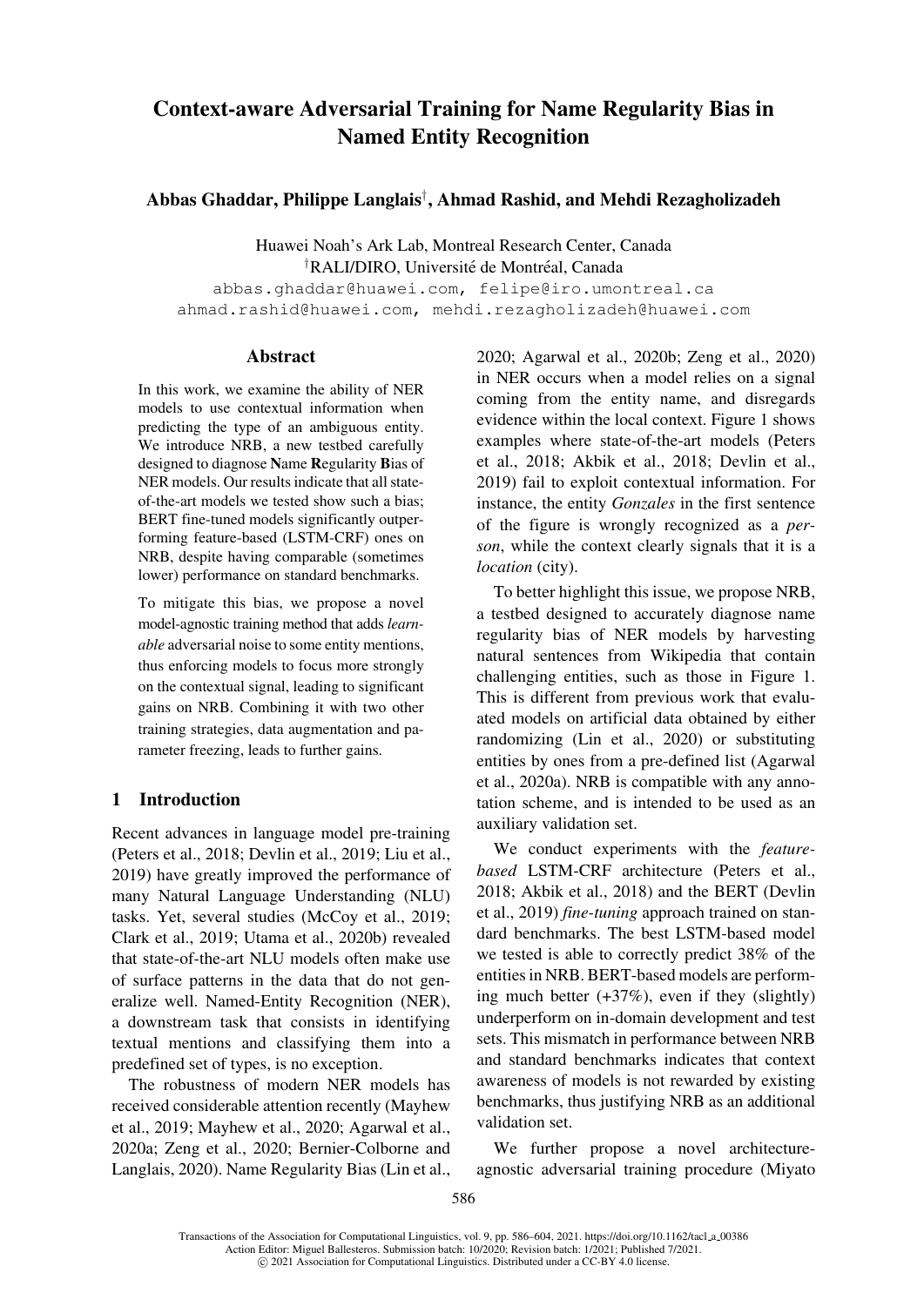# Context-aware Adversarial Training for Name Regularity Bias in Named Entity Recognition

**Abbas Ghaddar, Philippe Langlais[†], Ahmad Rashid, and Mehdi Rezagholizadeh**

Huawei Noah's Ark Lab, Montreal Research Center, Canada
[†]RALI/DIRO, Université de Montréal, Canada
abbas.ghaddar@huawei.com, felipe@iro.umontreal.ca
ahmad.rashid@huawei.com, mehdi.rezagholizadeh@huawei.com

## Abstract

In this work, we examine the ability of NER models to use contextual information when predicting the type of an ambiguous entity. We introduce NRB, a new testbed carefully designed to diagnose **N**ame **R**egularity **B**ias of NER models. Our results indicate that all state-of-the-art models we tested show such a bias; BERT fine-tuned models significantly outperforming feature-based (LSTM-CRF) ones on NRB, despite having comparable (sometimes lower) performance on standard benchmarks.

To mitigate this bias, we propose a novel model-agnostic training method that adds *learnable* adversarial noise to some entity mentions, thus enforcing models to focus more strongly on the contextual signal, leading to significant gains on NRB. Combining it with two other training strategies, data augmentation and parameter freezing, leads to further gains.

## 1 Introduction

Recent advances in language model pre-training (Peters et al., 2018; Devlin et al., 2019; Liu et al., 2019) have greatly improved the performance of many Natural Language Understanding (NLU) tasks. Yet, several studies (McCoy et al., 2019; Clark et al., 2019; Utama et al., 2020b) revealed that state-of-the-art NLU models often make use of surface patterns in the data that do not generalize well. Named-Entity Recognition (NER), a downstream task that consists in identifying textual mentions and classifying them into a predefined set of types, is no exception.

The robustness of modern NER models has received considerable attention recently (Mayhew et al., 2019; Mayhew et al., 2020; Agarwal et al., 2020a; Zeng et al., 2020; Bernier-Colborne and Langlais, 2020). Name Regularity Bias (Lin et al., 2020; Agarwal et al., 2020b; Zeng et al., 2020) in NER occurs when a model relies on a signal coming from the entity name, and disregards evidence within the local context. Figure 1 shows examples where state-of-the-art models (Peters et al., 2018; Akbik et al., 2018; Devlin et al., 2019) fail to exploit contextual information. For instance, the entity *Gonzales* in the first sentence of the figure is wrongly recognized as a *person*, while the context clearly signals that it is a *location* (city).

To better highlight this issue, we propose NRB, a testbed designed to accurately diagnose name regularity bias of NER models by harvesting natural sentences from Wikipedia that contain challenging entities, such as those in Figure 1. This is different from previous work that evaluated models on artificial data obtained by either randomizing (Lin et al., 2020) or substituting entities by ones from a pre-defined list (Agarwal et al., 2020a). NRB is compatible with any annotation scheme, and is intended to be used as an auxiliary validation set.

We conduct experiments with the *feature-based* LSTM-CRF architecture (Peters et al., 2018; Akbik et al., 2018) and the BERT (Devlin et al., 2019) *fine-tuning* approach trained on standard benchmarks. The best LSTM-based model we tested is able to correctly predict 38% of the entities in NRB. BERT-based models are performing much better (+37%), even if they (slightly) underperform on in-domain development and test sets. This mismatch in performance between NRB and standard benchmarks indicates that context awareness of models is not rewarded by existing benchmarks, thus justifying NRB as an additional validation set.

We further propose a novel architecture-agnostic adversarial training procedure (Miyato

Transactions of the Association for Computational Linguistics, vol. 9, pp. 586–604, 2021. https://doi.org/10.1162/tacl_a_00386
Action Editor: Miguel Ballesteros. Submission batch: 10/2020; Revision batch: 1/2021; Published 7/2021.
© 2021 Association for Computational Linguistics. Distributed under a CC-BY 4.0 license.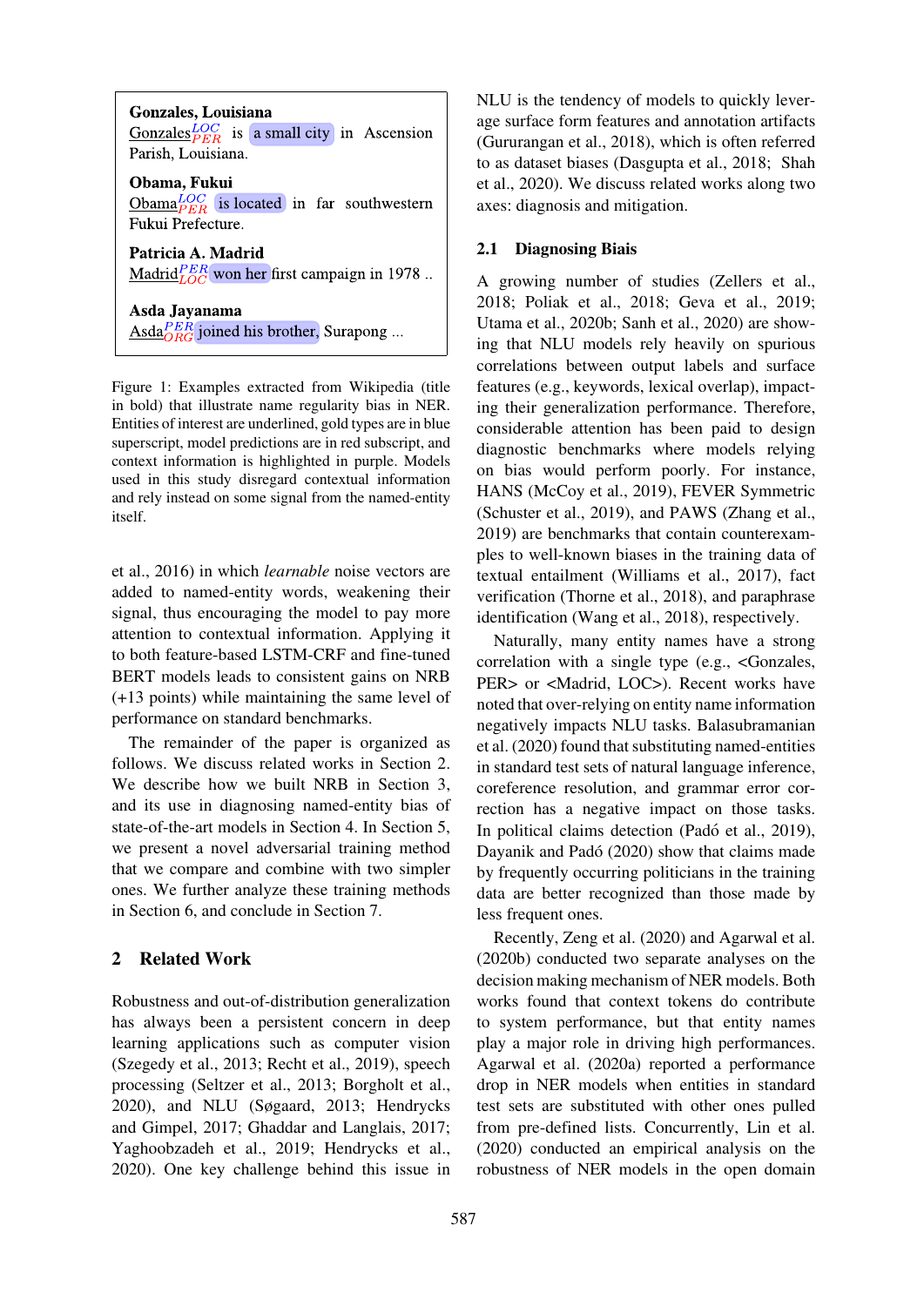**Gonzales, Louisiana**
Gonzales$^{LOC}_{PER}$ is a small city in Ascension Parish, Louisiana.

**Obama, Fukui**
Obama$^{LOC}_{PER}$ is located in far southwestern Fukui Prefecture.

**Patricia A. Madrid**
Madrid$^{PER}_{LOC}$ won her first campaign in 1978 ..

**Asda Jayanama**
Asda$^{PER}_{ORG}$ joined his brother, Surapong ...

Figure 1: Examples extracted from Wikipedia (title in bold) that illustrate name regularity bias in NER. Entities of interest are underlined, gold types are in blue superscript, model predictions are in red subscript, and context information is highlighted in purple. Models used in this study disregard contextual information and rely instead on some signal from the named-entity itself.

et al., 2016) in which *learnable* noise vectors are added to named-entity words, weakening their signal, thus encouraging the model to pay more attention to contextual information. Applying it to both feature-based LSTM-CRF and fine-tuned BERT models leads to consistent gains on NRB (+13 points) while maintaining the same level of performance on standard benchmarks.

The remainder of the paper is organized as follows. We discuss related works in Section 2. We describe how we built NRB in Section 3, and its use in diagnosing named-entity bias of state-of-the-art models in Section 4. In Section 5, we present a novel adversarial training method that we compare and combine with two simpler ones. We further analyze these training methods in Section 6, and conclude in Section 7.

## 2 Related Work

Robustness and out-of-distribution generalization has always been a persistent concern in deep learning applications such as computer vision (Szegedy et al., 2013; Recht et al., 2019), speech processing (Seltzer et al., 2013; Borgholt et al., 2020), and NLU (Søgaard, 2013; Hendrycks and Gimpel, 2017; Ghaddar and Langlais, 2017; Yaghoobzadeh et al., 2019; Hendrycks et al., 2020). One key challenge behind this issue in NLU is the tendency of models to quickly leverage surface form features and annotation artifacts (Gururangan et al., 2018), which is often referred to as dataset biases (Dasgupta et al., 2018; Shah et al., 2020). We discuss related works along two axes: diagnosis and mitigation.

### 2.1 Diagnosing Biais

A growing number of studies (Zellers et al., 2018; Poliak et al., 2018; Geva et al., 2019; Utama et al., 2020b; Sanh et al., 2020) are showing that NLU models rely heavily on spurious correlations between output labels and surface features (e.g., keywords, lexical overlap), impacting their generalization performance. Therefore, considerable attention has been paid to design diagnostic benchmarks where models relying on bias would perform poorly. For instance, HANS (McCoy et al., 2019), FEVER Symmetric (Schuster et al., 2019), and PAWS (Zhang et al., 2019) are benchmarks that contain counterexamples to well-known biases in the training data of textual entailment (Williams et al., 2017), fact verification (Thorne et al., 2018), and paraphrase identification (Wang et al., 2018), respectively.

Naturally, many entity names have a strong correlation with a single type (e.g., <Gonzales, PER> or <Madrid, LOC>). Recent works have noted that over-relying on entity name information negatively impacts NLU tasks. Balasubramanian et al. (2020) found that substituting named-entities in standard test sets of natural language inference, coreference resolution, and grammar error correction has a negative impact on those tasks. In political claims detection (Padó et al., 2019), Dayanik and Padó (2020) show that claims made by frequently occurring politicians in the training data are better recognized than those made by less frequent ones.

Recently, Zeng et al. (2020) and Agarwal et al. (2020b) conducted two separate analyses on the decision making mechanism of NER models. Both works found that context tokens do contribute to system performance, but that entity names play a major role in driving high performances. Agarwal et al. (2020a) reported a performance drop in NER models when entities in standard test sets are substituted with other ones pulled from pre-defined lists. Concurrently, Lin et al. (2020) conducted an empirical analysis on the robustness of NER models in the open domain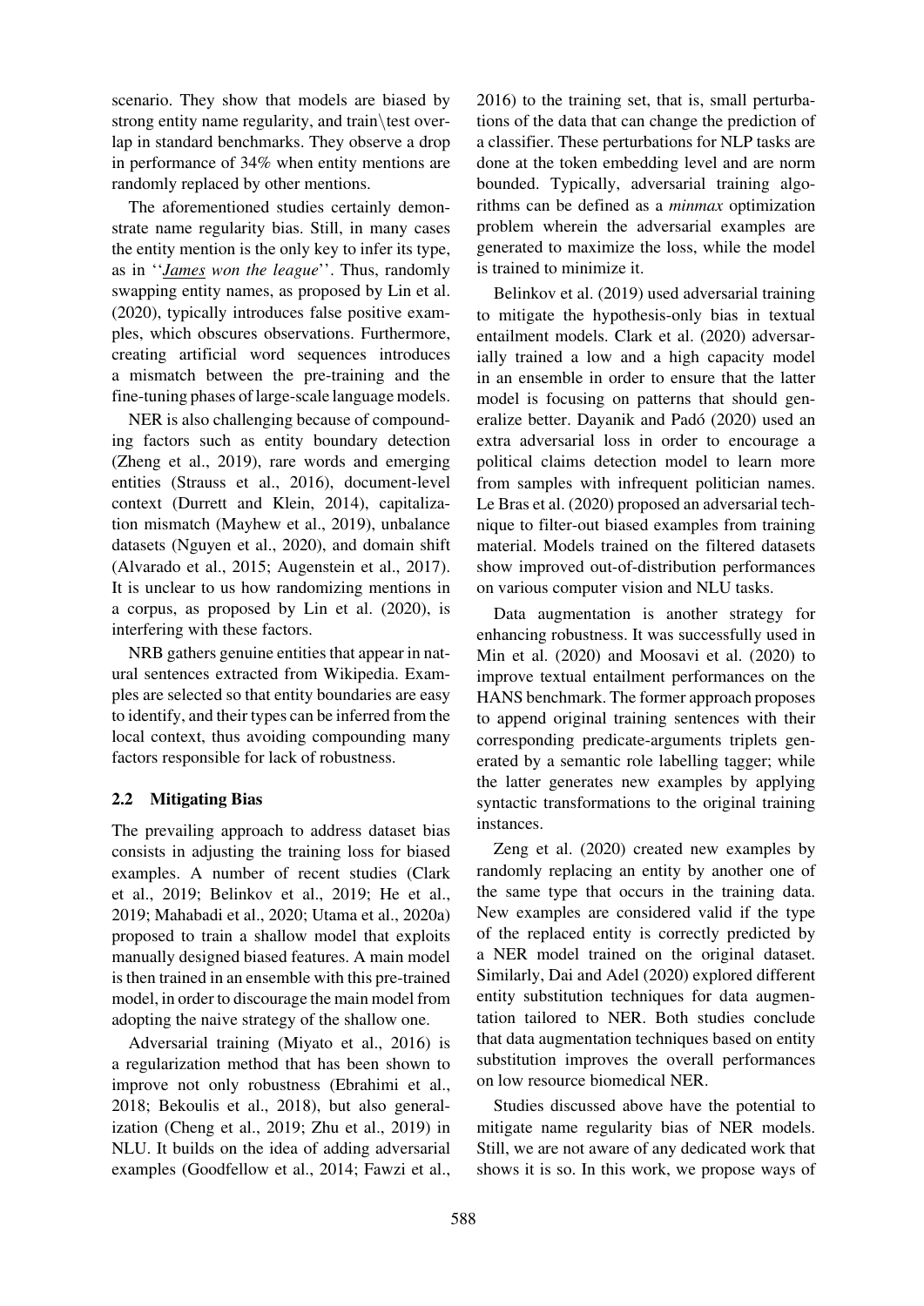scenario. They show that models are biased by strong entity name regularity, and train\test overlap in standard benchmarks. They observe a drop in performance of 34% when entity mentions are randomly replaced by other mentions.

The aforementioned studies certainly demonstrate name regularity bias. Still, in many cases the entity mention is the only key to infer its type, as in ''*James won the league*''. Thus, randomly swapping entity names, as proposed by Lin et al. (2020), typically introduces false positive examples, which obscures observations. Furthermore, creating artificial word sequences introduces a mismatch between the pre-training and the fine-tuning phases of large-scale language models.

NER is also challenging because of compounding factors such as entity boundary detection (Zheng et al., 2019), rare words and emerging entities (Strauss et al., 2016), document-level context (Durrett and Klein, 2014), capitalization mismatch (Mayhew et al., 2019), unbalance datasets (Nguyen et al., 2020), and domain shift (Alvarado et al., 2015; Augenstein et al., 2017). It is unclear to us how randomizing mentions in a corpus, as proposed by Lin et al. (2020), is interfering with these factors.

NRB gathers genuine entities that appear in natural sentences extracted from Wikipedia. Examples are selected so that entity boundaries are easy to identify, and their types can be inferred from the local context, thus avoiding compounding many factors responsible for lack of robustness.

### 2.2 Mitigating Bias

The prevailing approach to address dataset bias consists in adjusting the training loss for biased examples. A number of recent studies (Clark et al., 2019; Belinkov et al., 2019; He et al., 2019; Mahabadi et al., 2020; Utama et al., 2020a) proposed to train a shallow model that exploits manually designed biased features. A main model is then trained in an ensemble with this pre-trained model, in order to discourage the main model from adopting the naive strategy of the shallow one.

Adversarial training (Miyato et al., 2016) is a regularization method that has been shown to improve not only robustness (Ebrahimi et al., 2018; Bekoulis et al., 2018), but also generalization (Cheng et al., 2019; Zhu et al., 2019) in NLU. It builds on the idea of adding adversarial examples (Goodfellow et al., 2014; Fawzi et al., 2016) to the training set, that is, small perturbations of the data that can change the prediction of a classifier. These perturbations for NLP tasks are done at the token embedding level and are norm bounded. Typically, adversarial training algorithms can be defined as a *minmax* optimization problem wherein the adversarial examples are generated to maximize the loss, while the model is trained to minimize it.

Belinkov et al. (2019) used adversarial training to mitigate the hypothesis-only bias in textual entailment models. Clark et al. (2020) adversarially trained a low and a high capacity model in an ensemble in order to ensure that the latter model is focusing on patterns that should generalize better. Dayanik and Padó (2020) used an extra adversarial loss in order to encourage a political claims detection model to learn more from samples with infrequent politician names. Le Bras et al. (2020) proposed an adversarial technique to filter-out biased examples from training material. Models trained on the filtered datasets show improved out-of-distribution performances on various computer vision and NLU tasks.

Data augmentation is another strategy for enhancing robustness. It was successfully used in Min et al. (2020) and Moosavi et al. (2020) to improve textual entailment performances on the HANS benchmark. The former approach proposes to append original training sentences with their corresponding predicate-arguments triplets generated by a semantic role labelling tagger; while the latter generates new examples by applying syntactic transformations to the original training instances.

Zeng et al. (2020) created new examples by randomly replacing an entity by another one of the same type that occurs in the training data. New examples are considered valid if the type of the replaced entity is correctly predicted by a NER model trained on the original dataset. Similarly, Dai and Adel (2020) explored different entity substitution techniques for data augmentation tailored to NER. Both studies conclude that data augmentation techniques based on entity substitution improves the overall performances on low resource biomedical NER.

Studies discussed above have the potential to mitigate name regularity bias of NER models. Still, we are not aware of any dedicated work that shows it is so. In this work, we propose ways of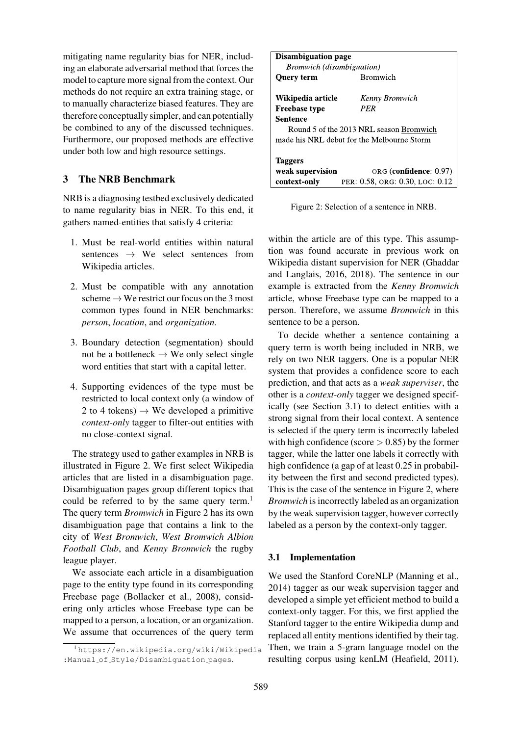mitigating name regularity bias for NER, including an elaborate adversarial method that forces the model to capture more signal from the context. Our methods do not require an extra training stage, or to manually characterize biased features. They are therefore conceptually simpler, and can potentially be combined to any of the discussed techniques. Furthermore, our proposed methods are effective under both low and high resource settings.

## 3 The NRB Benchmark

NRB is a diagnosing testbed exclusively dedicated to name regularity bias in NER. To this end, it gathers named-entities that satisfy 4 criteria:

1. Must be real-world entities within natural sentences → We select sentences from Wikipedia articles.
2. Must be compatible with any annotation scheme → We restrict our focus on the 3 most common types found in NER benchmarks: *person*, *location*, and *organization*.
3. Boundary detection (segmentation) should not be a bottleneck → We only select single word entities that start with a capital letter.
4. Supporting evidences of the type must be restricted to local context only (a window of 2 to 4 tokens) → We developed a primitive *context-only* tagger to filter-out entities with no close-context signal.

The strategy used to gather examples in NRB is illustrated in Figure 2. We first select Wikipedia articles that are listed in a disambiguation page. Disambiguation pages group different topics that could be referred to by the same query term.[1] The query term *Bromwich* in Figure 2 has its own disambiguation page that contains a link to the city of *West Bromwich*, *West Bromwich Albion Football Club*, and *Kenny Bromwich* the rugby league player.

We associate each article in a disambiguation page to the entity type found in its corresponding Freebase page (Bollacker et al., 2008), considering only articles whose Freebase type can be mapped to a person, a location, or an organization. We assume that occurrences of the query term within the article are of this type. This assumption was found accurate in previous work on Wikipedia distant supervision for NER (Ghaddar and Langlais, 2016, 2018). The sentence in our example is extracted from the *Kenny Bromwich* article, whose Freebase type can be mapped to a person. Therefore, we assume *Bromwich* in this sentence to be a person.

| **Disambiguation page** | |
|---|---|
| *Bromwich (disambiguation)* | |
| **Query term** | Bromwich |
| **Wikipedia article** | *Kenny Bromwich* |
| **Freebase type** | *PER* |
| **Sentence** | |
| Round 5 of the 2013 NRL season Bromwich made his NRL debut for the Melbourne Storm | |
| **Taggers** | |
| **weak supervision** | ORG (**confidence**: 0.97) |
| **context-only** | PER: 0.58, ORG: 0.30, LOC: 0.12 |

Figure 2: Selection of a sentence in NRB.

To decide whether a sentence containing a query term is worth being included in NRB, we rely on two NER taggers. One is a popular NER system that provides a confidence score to each prediction, and that acts as a *weak superviser*, the other is a *context-only* tagger we designed specifically (see Section 3.1) to detect entities with a strong signal from their local context. A sentence is selected if the query term is incorrectly labeled with high confidence (score $> 0.85$) by the former tagger, while the latter one labels it correctly with high confidence (a gap of at least 0.25 in probability between the first and second predicted types). This is the case of the sentence in Figure 2, where *Bromwich* is incorrectly labeled as an organization by the weak supervision tagger, however correctly labeled as a person by the context-only tagger.

### 3.1 Implementation

We used the Stanford CoreNLP (Manning et al., 2014) tagger as our weak supervision tagger and developed a simple yet efficient method to build a context-only tagger. For this, we first applied the Stanford tagger to the entire Wikipedia dump and replaced all entity mentions identified by their tag. Then, we train a 5-gram language model on the resulting corpus using kenLM (Heafield, 2011).

[1] https://en.wikipedia.org/wiki/Wikipedia:Manual_of_Style/Disambiguation_pages.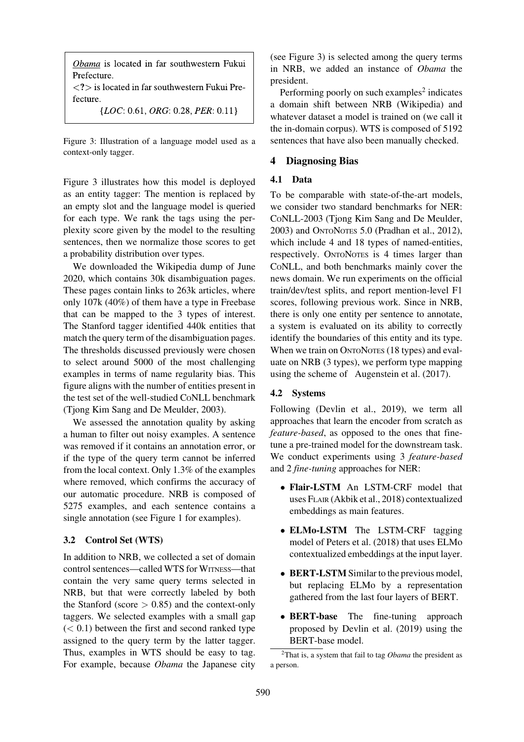*Obama* is located in far southwestern Fukui Prefecture.
<?> is located in far southwestern Fukui Prefecture.
{*LOC*: 0.61, *ORG*: 0.28, *PER*: 0.11}

Figure 3: Illustration of a language model used as a context-only tagger.

Figure 3 illustrates how this model is deployed as an entity tagger: The mention is replaced by an empty slot and the language model is queried for each type. We rank the tags using the perplexity score given by the model to the resulting sentences, then we normalize those scores to get a probability distribution over types.

We downloaded the Wikipedia dump of June 2020, which contains 30k disambiguation pages. These pages contain links to 263k articles, where only 107k (40%) of them have a type in Freebase that can be mapped to the 3 types of interest. The Stanford tagger identified 440k entities that match the query term of the disambiguation pages. The thresholds discussed previously were chosen to select around 5000 of the most challenging examples in terms of name regularity bias. This figure aligns with the number of entities present in the test set of the well-studied CoNLL benchmark (Tjong Kim Sang and De Meulder, 2003).

We assessed the annotation quality by asking a human to filter out noisy examples. A sentence was removed if it contains an annotation error, or if the type of the query term cannot be inferred from the local context. Only 1.3% of the examples where removed, which confirms the accuracy of our automatic procedure. NRB is composed of 5275 examples, and each sentence contains a single annotation (see Figure 1 for examples).

### 3.2 Control Set (WTS)

In addition to NRB, we collected a set of domain control sentences—called WTS for WITNESS—that contain the very same query terms selected in NRB, but that were correctly labeled by both the Stanford (score $> 0.85$) and the context-only taggers. We selected examples with a small gap ($< 0.1$) between the first and second ranked type assigned to the query term by the latter tagger. Thus, examples in WTS should be easy to tag. For example, because *Obama* the Japanese city (see Figure 3) is selected among the query terms in NRB, we added an instance of *Obama* the president.

Performing poorly on such examples[2] indicates a domain shift between NRB (Wikipedia) and whatever dataset a model is trained on (we call it the in-domain corpus). WTS is composed of 5192 sentences that have also been manually checked.

## 4 Diagnosing Bias

### 4.1 Data

To be comparable with state-of-the-art models, we consider two standard benchmarks for NER: CoNLL-2003 (Tjong Kim Sang and De Meulder, 2003) and ONTONOTES 5.0 (Pradhan et al., 2012), which include 4 and 18 types of named-entities, respectively. ONTONOTES is 4 times larger than CoNLL, and both benchmarks mainly cover the news domain. We run experiments on the official train/dev/test splits, and report mention-level F1 scores, following previous work. Since in NRB, there is only one entity per sentence to annotate, a system is evaluated on its ability to correctly identify the boundaries of this entity and its type. When we train on ONTONOTES (18 types) and evaluate on NRB (3 types), we perform type mapping using the scheme of Augenstein et al. (2017).

### 4.2 Systems

Following (Devlin et al., 2019), we term all approaches that learn the encoder from scratch as *feature-based*, as opposed to the ones that fine-tune a pre-trained model for the downstream task. We conduct experiments using 3 *feature-based* and 2 *fine-tuning* approaches for NER:

- **Flair-LSTM** An LSTM-CRF model that uses FLAIR (Akbik et al., 2018) contextualized embeddings as main features.
- **ELMo-LSTM** The LSTM-CRF tagging model of Peters et al. (2018) that uses ELMo contextualized embeddings at the input layer.
- **BERT-LSTM** Similar to the previous model, but replacing ELMo by a representation gathered from the last four layers of BERT.
- **BERT-base** The fine-tuning approach proposed by Devlin et al. (2019) using the BERT-base model.

[2] That is, a system that fail to tag *Obama* the president as a person.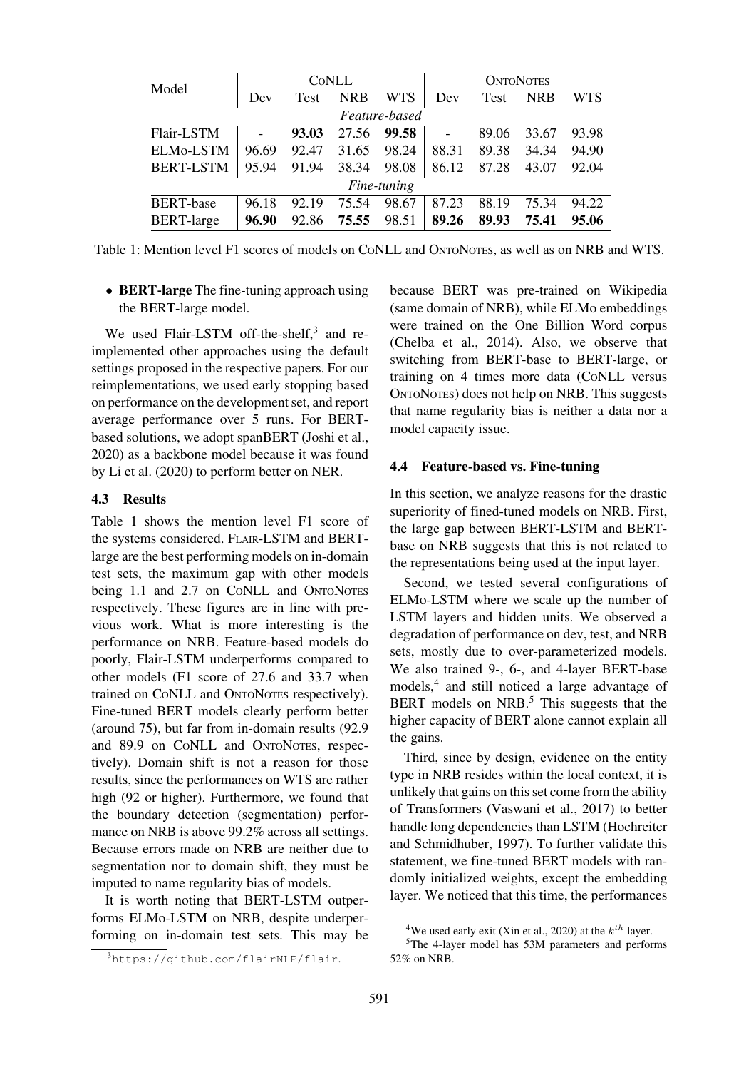| Model | CoNLL | | | | OntoNotes | | | |
|---|---|---|---|---|---|---|---|---|
| | Dev | Test | NRB | WTS | Dev | Test | NRB | WTS |
| *Feature-based* | | | | | | | | |
| Flair-LSTM | - | **93.03** | 27.56 | **99.58** | - | 89.06 | 33.67 | 93.98 |
| ELMo-LSTM | 96.69 | 92.47 | 31.65 | 98.24 | 88.31 | 89.38 | 34.34 | 94.90 |
| BERT-LSTM | 95.94 | 91.94 | 38.34 | 98.08 | 86.12 | 87.28 | 43.07 | 92.04 |
| *Fine-tuning* | | | | | | | | |
| BERT-base | 96.18 | 92.19 | 75.54 | 98.67 | 87.23 | 88.19 | 75.34 | 94.22 |
| BERT-large | **96.90** | 92.86 | **75.55** | 98.51 | **89.26** | **89.93** | **75.41** | **95.06** |

Table 1: Mention level F1 scores of models on CoNLL and OntoNotes, as well as on NRB and WTS.

- **BERT-large** The fine-tuning approach using the BERT-large model.

We used Flair-LSTM off-the-shelf,[3] and re-implemented other approaches using the default settings proposed in the respective papers. For our reimplementations, we used early stopping based on performance on the development set, and report average performance over 5 runs. For BERT-based solutions, we adopt spanBERT (Joshi et al., 2020) as a backbone model because it was found by Li et al. (2020) to perform better on NER.

### 4.3 Results

Table 1 shows the mention level F1 score of the systems considered. Flair-LSTM and BERT-large are the best performing models on in-domain test sets, the maximum gap with other models being 1.1 and 2.7 on CoNLL and OntoNotes respectively. These figures are in line with previous work. What is more interesting is the performance on NRB. Feature-based models do poorly, Flair-LSTM underperforms compared to other models (F1 score of 27.6 and 33.7 when trained on CoNLL and OntoNotes respectively). Fine-tuned BERT models clearly perform better (around 75), but far from in-domain results (92.9 and 89.9 on CoNLL and OntoNotes, respectively). Domain shift is not a reason for those results, since the performances on WTS are rather high (92 or higher). Furthermore, we found that the boundary detection (segmentation) performance on NRB is above 99.2% across all settings. Because errors made on NRB are neither due to segmentation nor to domain shift, they must be imputed to name regularity bias of models.

It is worth noting that BERT-LSTM outperforms ELMo-LSTM on NRB, despite underperforming on in-domain test sets. This may be because BERT was pre-trained on Wikipedia (same domain of NRB), while ELMo embeddings were trained on the One Billion Word corpus (Chelba et al., 2014). Also, we observe that switching from BERT-base to BERT-large, or training on 4 times more data (CoNLL versus OntoNotes) does not help on NRB. This suggests that name regularity bias is neither a data nor a model capacity issue.

### 4.4 Feature-based vs. Fine-tuning

In this section, we analyze reasons for the drastic superiority of fined-tuned models on NRB. First, the large gap between BERT-LSTM and BERT-base on NRB suggests that this is not related to the representations being used at the input layer.

Second, we tested several configurations of ELMo-LSTM where we scale up the number of LSTM layers and hidden units. We observed a degradation of performance on dev, test, and NRB sets, mostly due to over-parameterized models. We also trained 9-, 6-, and 4-layer BERT-base models,[4] and still noticed a large advantage of BERT models on NRB.[5] This suggests that the higher capacity of BERT alone cannot explain all the gains.

Third, since by design, evidence on the entity type in NRB resides within the local context, it is unlikely that gains on this set come from the ability of Transformers (Vaswani et al., 2017) to better handle long dependencies than LSTM (Hochreiter and Schmidhuber, 1997). To further validate this statement, we fine-tuned BERT models with randomly initialized weights, except the embedding layer. We noticed that this time, the performances

[3] https://github.com/flairNLP/flair.

[4] We used early exit (Xin et al., 2020) at the $k^{th}$ layer.

[5] The 4-layer model has 53M parameters and performs 52% on NRB.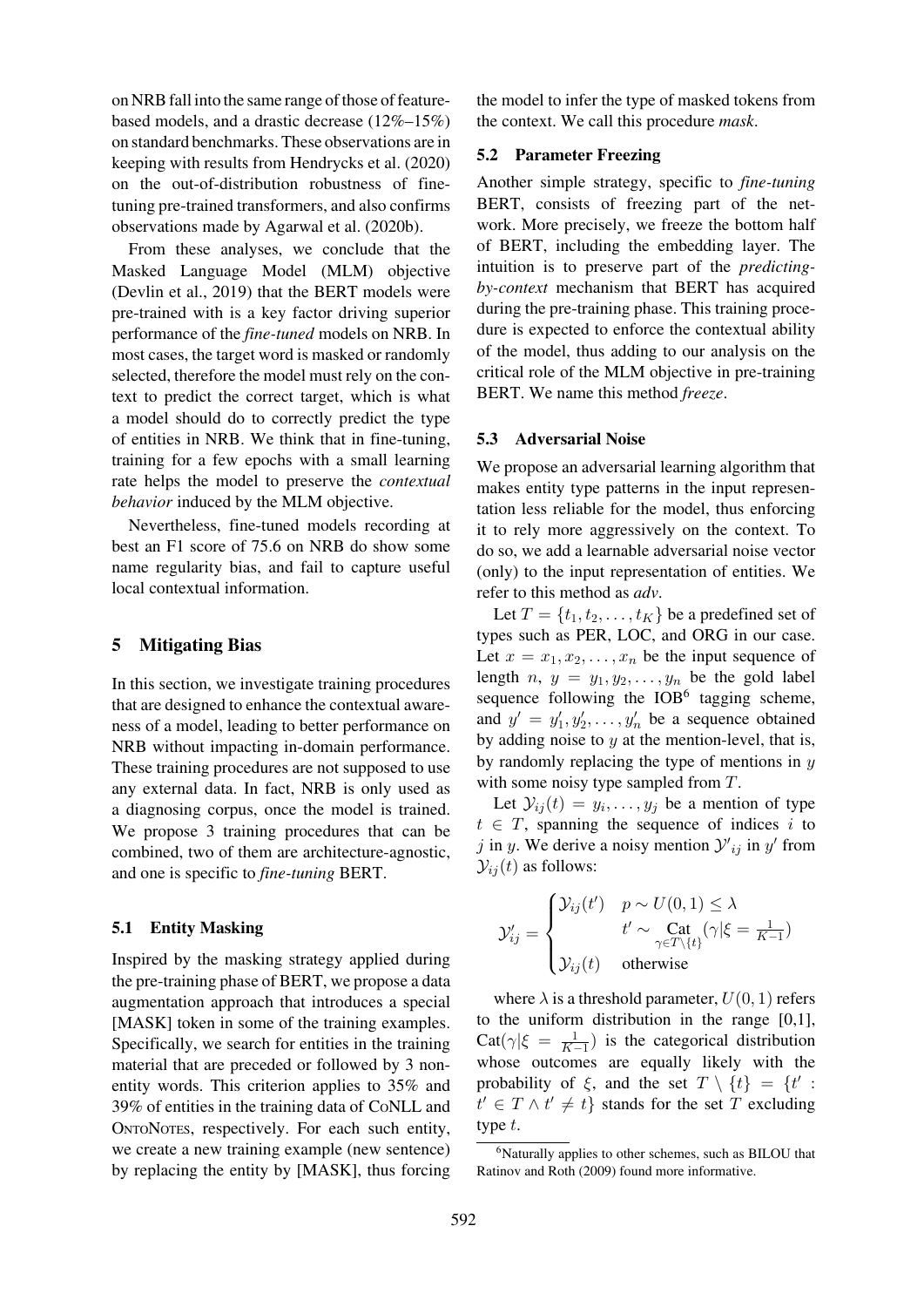on NRB fall into the same range of those of feature-based models, and a drastic decrease (12%–15%) on standard benchmarks. These observations are in keeping with results from Hendrycks et al. (2020) on the out-of-distribution robustness of fine-tuning pre-trained transformers, and also confirms observations made by Agarwal et al. (2020b).

From these analyses, we conclude that the Masked Language Model (MLM) objective (Devlin et al., 2019) that the BERT models were pre-trained with is a key factor driving superior performance of the *fine-tuned* models on NRB. In most cases, the target word is masked or randomly selected, therefore the model must rely on the context to predict the correct target, which is what a model should do to correctly predict the type of entities in NRB. We think that in fine-tuning, training for a few epochs with a small learning rate helps the model to preserve the *contextual behavior* induced by the MLM objective.

Nevertheless, fine-tuned models recording at best an F1 score of 75.6 on NRB do show some name regularity bias, and fail to capture useful local contextual information.

## 5 Mitigating Bias

In this section, we investigate training procedures that are designed to enhance the contextual awareness of a model, leading to better performance on NRB without impacting in-domain performance. These training procedures are not supposed to use any external data. In fact, NRB is only used as a diagnosing corpus, once the model is trained. We propose 3 training procedures that can be combined, two of them are architecture-agnostic, and one is specific to *fine-tuning* BERT.

### 5.1 Entity Masking

Inspired by the masking strategy applied during the pre-training phase of BERT, we propose a data augmentation approach that introduces a special [MASK] token in some of the training examples. Specifically, we search for entities in the training material that are preceded or followed by 3 non-entity words. This criterion applies to 35% and 39% of entities in the training data of CoNLL and OntoNotes, respectively. For each such entity, we create a new training example (new sentence) by replacing the entity by [MASK], thus forcing the model to infer the type of masked tokens from the context. We call this procedure *mask*.

### 5.2 Parameter Freezing

Another simple strategy, specific to *fine-tuning* BERT, consists of freezing part of the network. More precisely, we freeze the bottom half of BERT, including the embedding layer. The intuition is to preserve part of the *predicting-by-context* mechanism that BERT has acquired during the pre-training phase. This training procedure is expected to enforce the contextual ability of the model, thus adding to our analysis on the critical role of the MLM objective in pre-training BERT. We name this method *freeze*.

### 5.3 Adversarial Noise

We propose an adversarial learning algorithm that makes entity type patterns in the input representation less reliable for the model, thus enforcing it to rely more aggressively on the context. To do so, we add a learnable adversarial noise vector (only) to the input representation of entities. We refer to this method as *adv*.

Let $T = \{t_1, t_2, \ldots, t_K\}$ be a predefined set of types such as PER, LOC, and ORG in our case. Let $x = x_1, x_2, \ldots, x_n$ be the input sequence of length $n$, $y = y_1, y_2, \ldots, y_n$ be the gold label sequence following the IOB[6] tagging scheme, and $y' = y'_1, y'_2, \ldots, y'_n$ be a sequence obtained by adding noise to $y$ at the mention-level, that is, by randomly replacing the type of mentions in $y$ with some noisy type sampled from $T$.

Let $\mathcal{Y}_{ij}(t) = y_i, \ldots, y_j$ be a mention of type $t \in T$, spanning the sequence of indices $i$ to $j$ in $y$. We derive a noisy mention $\mathcal{Y}'_{ij}$ in $y'$ from $\mathcal{Y}_{ij}(t)$ as follows:

$$\mathcal{Y}'_{ij} = \begin{cases} \mathcal{Y}_{ij}(t') & p \sim U(0,1) \leq \lambda \\ & t' \sim \underset{\gamma \in T \setminus \{t\}}{\text{Cat}}(\gamma | \xi = \frac{1}{K-1}) \\ \mathcal{Y}_{ij}(t) & \text{otherwise} \end{cases}$$

where $\lambda$ is a threshold parameter, $U(0,1)$ refers to the uniform distribution in the range [0,1], $\text{Cat}(\gamma | \xi = \frac{1}{K-1})$ is the categorical distribution whose outcomes are equally likely with the probability of $\xi$, and the set $T \setminus \{t\} = \{t' : t' \in T \wedge t' \neq t\}$ stands for the set $T$ excluding type $t$.

[6] Naturally applies to other schemes, such as BILOU that Ratinov and Roth (2009) found more informative.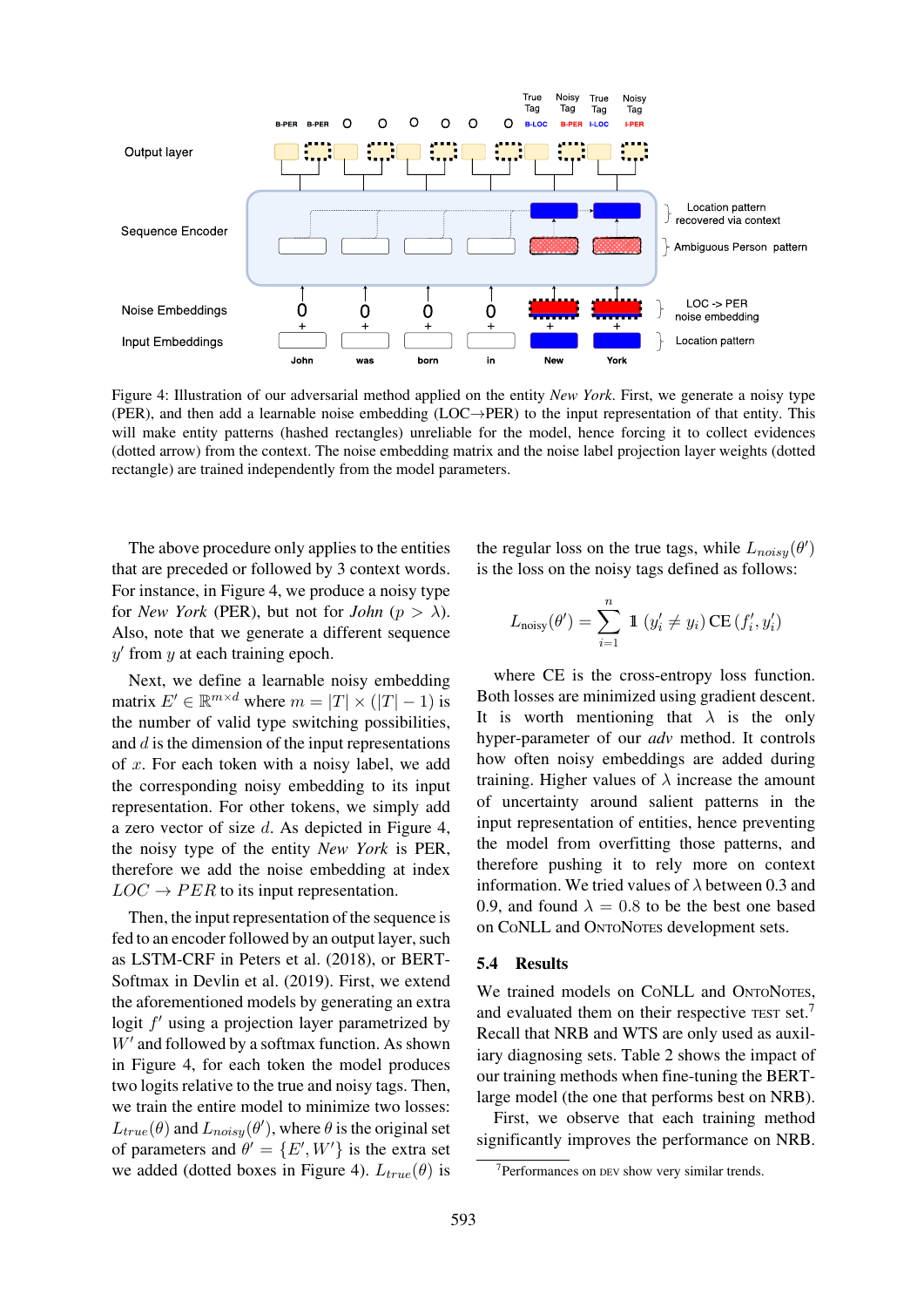Figure 4: Illustration of our adversarial method applied on the entity *New York*. First, we generate a noisy type (PER), and then add a learnable noise embedding (LOC→PER) to the input representation of that entity. This will make entity patterns (hashed rectangles) unreliable for the model, hence forcing it to collect evidences (dotted arrow) from the context. The noise embedding matrix and the noise label projection layer weights (dotted rectangle) are trained independently from the model parameters.

The above procedure only applies to the entities that are preceded or followed by 3 context words. For instance, in Figure 4, we produce a noisy type for *New York* (PER), but not for *John* ($p > \lambda$). Also, note that we generate a different sequence $y'$ from $y$ at each training epoch.

Next, we define a learnable noisy embedding matrix $E' \in \mathbb{R}^{m \times d}$ where $m = |T| \times (|T| - 1)$ is the number of valid type switching possibilities, and $d$ is the dimension of the input representations of $x$. For each token with a noisy label, we add the corresponding noisy embedding to its input representation. For other tokens, we simply add a zero vector of size $d$. As depicted in Figure 4, the noisy type of the entity *New York* is PER, therefore we add the noise embedding at index $LOC \rightarrow PER$ to its input representation.

Then, the input representation of the sequence is fed to an encoder followed by an output layer, such as LSTM-CRF in Peters et al. (2018), or BERT-Softmax in Devlin et al. (2019). First, we extend the aforementioned models by generating an extra logit $f'$ using a projection layer parametrized by $W'$ and followed by a softmax function. As shown in Figure 4, for each token the model produces two logits relative to the true and noisy tags. Then, we train the entire model to minimize two losses: $L_{true}(\theta)$ and $L_{noisy}(\theta')$, where $\theta$ is the original set of parameters and $\theta' = \{E', W'\}$ is the extra set we added (dotted boxes in Figure 4). $L_{true}(\theta)$ is the regular loss on the true tags, while $L_{noisy}(\theta')$ is the loss on the noisy tags defined as follows:

$$L_{\text{noisy}}(\theta') = \sum_{i=1}^{n} \mathbb{1}\,(y'_i \neq y_i)\,\text{CE}\,(f'_i, y'_i)$$

where CE is the cross-entropy loss function. Both losses are minimized using gradient descent. It is worth mentioning that $\lambda$ is the only hyper-parameter of our *adv* method. It controls how often noisy embeddings are added during training. Higher values of $\lambda$ increase the amount of uncertainty around salient patterns in the input representation of entities, hence preventing the model from overfitting those patterns, and therefore pushing it to rely more on context information. We tried values of $\lambda$ between 0.3 and 0.9, and found $\lambda = 0.8$ to be the best one based on CoNLL and OntoNotes development sets.

## 5.4 Results

We trained models on CoNLL and OntoNotes, and evaluated them on their respective test set.[7] Recall that NRB and WTS are only used as auxiliary diagnosing sets. Table 2 shows the impact of our training methods when fine-tuning the BERT-large model (the one that performs best on NRB).

First, we observe that each training method significantly improves the performance on NRB.

[7] Performances on dev show very similar trends.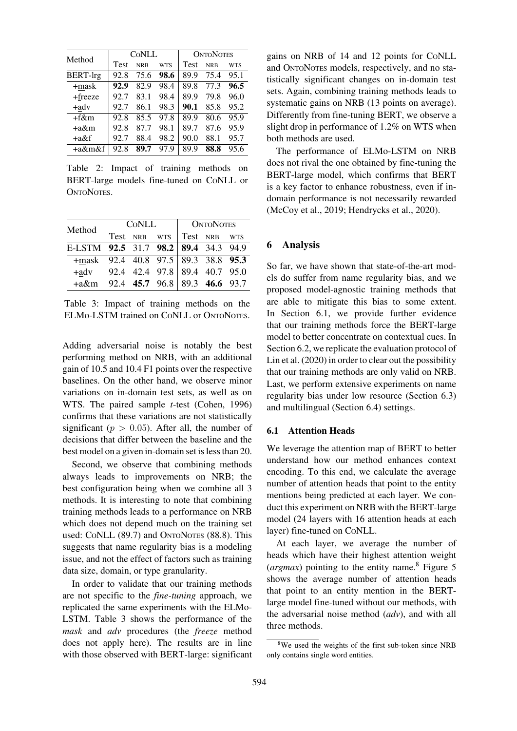| Method | CoNLL | | | OntoNotes | | |
|---|---|---|---|---|---|---|
| | Test | NRB | WTS | Test | NRB | WTS |
| BERT-lrg | 92.8 | 75.6 | **98.6** | 89.9 | 75.4 | 95.1 |
| +mask | **92.9** | 82.9 | 98.4 | 89.8 | 77.3 | **96.5** |
| +freeze | 92.7 | 83.1 | 98.4 | 89.9 | 79.8 | 96.0 |
| +adv | 92.7 | 86.1 | 98.3 | **90.1** | 85.8 | 95.2 |
| +f&m | 92.8 | 85.5 | 97.8 | 89.9 | 80.6 | 95.9 |
| +a&m | 92.8 | 87.7 | 98.1 | 89.7 | 87.6 | 95.9 |
| +a&f | 92.7 | 88.4 | 98.2 | 90.0 | 88.1 | 95.7 |
| +a&m&f | 92.8 | **89.7** | 97.9 | 89.9 | **88.8** | 95.6 |

Table 2: Impact of training methods on BERT-large models fine-tuned on CoNLL or OntoNotes.

| Method | CoNLL | | | OntoNotes | | |
|---|---|---|---|---|---|---|
| | Test | NRB | WTS | Test | NRB | WTS |
| E-LSTM | **92.5** | 31.7 | **98.2** | **89.4** | 34.3 | 94.9 |
| +mask | 92.4 | 40.8 | 97.5 | 89.3 | 38.8 | **95.3** |
| +adv | 92.4 | 42.4 | 97.8 | 89.4 | 40.7 | 95.0 |
| +a&m | 92.4 | **45.7** | 96.8 | 89.3 | **46.6** | 93.7 |

Table 3: Impact of training methods on the ELMo-LSTM trained on CoNLL or OntoNotes.

Adding adversarial noise is notably the best performing method on NRB, with an additional gain of 10.5 and 10.4 F1 points over the respective baselines. On the other hand, we observe minor variations on in-domain test sets, as well as on WTS. The paired sample *t*-test (Cohen, 1996) confirms that these variations are not statistically significant ($p > 0.05$). After all, the number of decisions that differ between the baseline and the best model on a given in-domain set is less than 20.

Second, we observe that combining methods always leads to improvements on NRB; the best configuration being when we combine all 3 methods. It is interesting to note that combining training methods leads to a performance on NRB which does not depend much on the training set used: CoNLL (89.7) and OntoNotes (88.8). This suggests that name regularity bias is a modeling issue, and not the effect of factors such as training data size, domain, or type granularity.

In order to validate that our training methods are not specific to the *fine-tuning* approach, we replicated the same experiments with the ELMo-LSTM. Table 3 shows the performance of the *mask* and *adv* procedures (the *freeze* method does not apply here). The results are in line with those observed with BERT-large: significant gains on NRB of 14 and 12 points for CoNLL and OntoNotes models, respectively, and no statistically significant changes on in-domain test sets. Again, combining training methods leads to systematic gains on NRB (13 points on average). Differently from fine-tuning BERT, we observe a slight drop in performance of 1.2% on WTS when both methods are used.

The performance of ELMo-LSTM on NRB does not rival the one obtained by fine-tuning the BERT-large model, which confirms that BERT is a key factor to enhance robustness, even if in-domain performance is not necessarily rewarded (McCoy et al., 2019; Hendrycks et al., 2020).

## 6 Analysis

So far, we have shown that state-of-the-art models do suffer from name regularity bias, and we proposed model-agnostic training methods that are able to mitigate this bias to some extent. In Section 6.1, we provide further evidence that our training methods force the BERT-large model to better concentrate on contextual cues. In Section 6.2, we replicate the evaluation protocol of Lin et al. (2020) in order to clear out the possibility that our training methods are only valid on NRB. Last, we perform extensive experiments on name regularity bias under low resource (Section 6.3) and multilingual (Section 6.4) settings.

### 6.1 Attention Heads

We leverage the attention map of BERT to better understand how our method enhances context encoding. To this end, we calculate the average number of attention heads that point to the entity mentions being predicted at each layer. We conduct this experiment on NRB with the BERT-large model (24 layers with 16 attention heads at each layer) fine-tuned on CoNLL.

At each layer, we average the number of heads which have their highest attention weight (*argmax*) pointing to the entity name.[8] Figure 5 shows the average number of attention heads that point to an entity mention in the BERT-large model fine-tuned without our methods, with the adversarial noise method (*adv*), and with all three methods.

[8] We used the weights of the first sub-token since NRB only contains single word entities.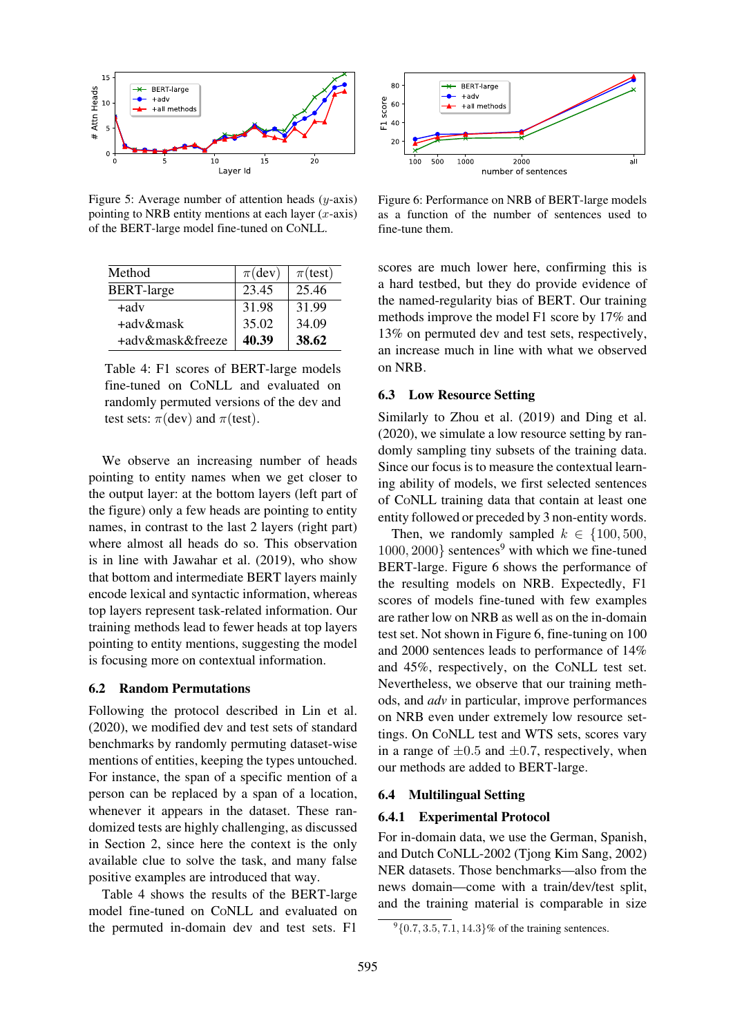Figure 5: Average number of attention heads ($y$-axis) pointing to NRB entity mentions at each layer ($x$-axis) of the BERT-large model fine-tuned on CoNLL.

Figure 6: Performance on NRB of BERT-large models as a function of the number of sentences used to fine-tune them.

| Method | $\pi$(dev) | $\pi$(test) |
|---|---|---|
| BERT-large | 23.45 | 25.46 |
| +adv | 31.98 | 31.99 |
| +adv&mask | 35.02 | 34.09 |
| +adv&mask&freeze | **40.39** | **38.62** |

Table 4: F1 scores of BERT-large models fine-tuned on CoNLL and evaluated on randomly permuted versions of the dev and test sets: $\pi$(dev) and $\pi$(test).

We observe an increasing number of heads pointing to entity names when we get closer to the output layer: at the bottom layers (left part of the figure) only a few heads are pointing to entity names, in contrast to the last 2 layers (right part) where almost all heads do so. This observation is in line with Jawahar et al. (2019), who show that bottom and intermediate BERT layers mainly encode lexical and syntactic information, whereas top layers represent task-related information. Our training methods lead to fewer heads at top layers pointing to entity mentions, suggesting the model is focusing more on contextual information.

### 6.2 Random Permutations

Following the protocol described in Lin et al. (2020), we modified dev and test sets of standard benchmarks by randomly permuting dataset-wise mentions of entities, keeping the types untouched. For instance, the span of a specific mention of a person can be replaced by a span of a location, whenever it appears in the dataset. These randomized tests are highly challenging, as discussed in Section 2, since here the context is the only available clue to solve the task, and many false positive examples are introduced that way.

Table 4 shows the results of the BERT-large model fine-tuned on CoNLL and evaluated on the permuted in-domain dev and test sets. F1 scores are much lower here, confirming this is a hard testbed, but they do provide evidence of the named-regularity bias of BERT. Our training methods improve the model F1 score by 17% and 13% on permuted dev and test sets, respectively, an increase much in line with what we observed on NRB.

### 6.3 Low Resource Setting

Similarly to Zhou et al. (2019) and Ding et al. (2020), we simulate a low resource setting by randomly sampling tiny subsets of the training data. Since our focus is to measure the contextual learning ability of models, we first selected sentences of CoNLL training data that contain at least one entity followed or preceded by 3 non-entity words.

Then, we randomly sampled $k \in \{100, 500, 1000, 2000\}$ sentences[9] with which we fine-tuned BERT-large. Figure 6 shows the performance of the resulting models on NRB. Expectedly, F1 scores of models fine-tuned with few examples are rather low on NRB as well as on the in-domain test set. Not shown in Figure 6, fine-tuning on 100 and 2000 sentences leads to performance of 14% and 45%, respectively, on the CoNLL test set. Nevertheless, we observe that our training methods, and *adv* in particular, improve performances on NRB even under extremely low resource settings. On CoNLL test and WTS sets, scores vary in a range of $\pm 0.5$ and $\pm 0.7$, respectively, when our methods are added to BERT-large.

### 6.4 Multilingual Setting

#### 6.4.1 Experimental Protocol

For in-domain data, we use the German, Spanish, and Dutch CoNLL-2002 (Tjong Kim Sang, 2002) NER datasets. Those benchmarks—also from the news domain—come with a train/dev/test split, and the training material is comparable in size

[9] $\{0.7, 3.5, 7.1, 14.3\}$% of the training sentences.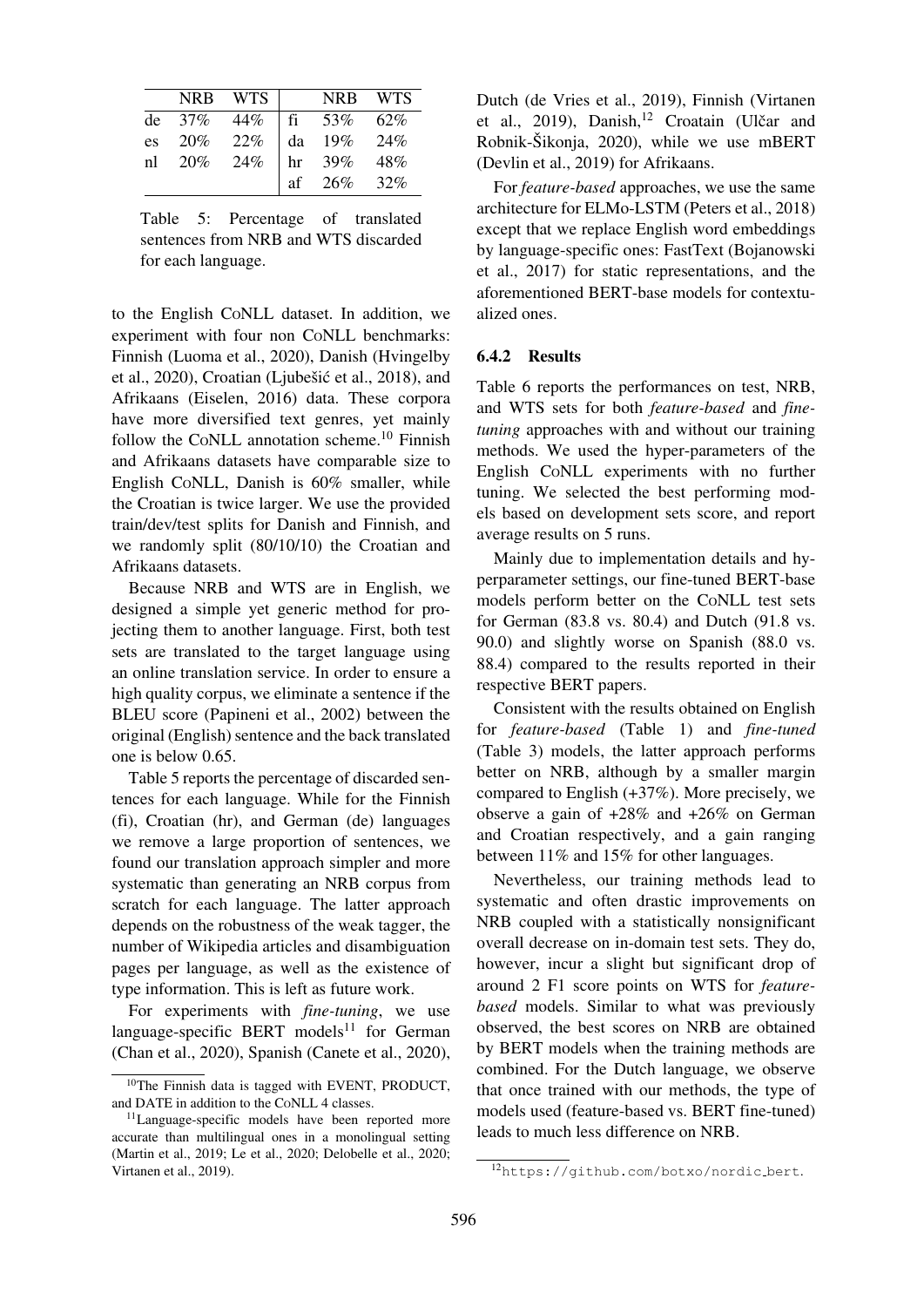|  | NRB | WTS |  | NRB | WTS |
|---|---|---|---|---|---|
| de | 37% | 44% | fi | 53% | 62% |
| es | 20% | 22% | da | 19% | 24% |
| nl | 20% | 24% | hr | 39% | 48% |
|  |  |  | af | 26% | 32% |

Table 5: Percentage of translated sentences from NRB and WTS discarded for each language.

to the English CoNLL dataset. In addition, we experiment with four non CoNLL benchmarks: Finnish (Luoma et al., 2020), Danish (Hvingelby et al., 2020), Croatian (Ljubešić et al., 2018), and Afrikaans (Eiselen, 2016) data. These corpora have more diversified text genres, yet mainly follow the CoNLL annotation scheme.[10] Finnish and Afrikaans datasets have comparable size to English CoNLL, Danish is 60% smaller, while the Croatian is twice larger. We use the provided train/dev/test splits for Danish and Finnish, and we randomly split (80/10/10) the Croatian and Afrikaans datasets.

Because NRB and WTS are in English, we designed a simple yet generic method for projecting them to another language. First, both test sets are translated to the target language using an online translation service. In order to ensure a high quality corpus, we eliminate a sentence if the BLEU score (Papineni et al., 2002) between the original (English) sentence and the back translated one is below 0.65.

Table 5 reports the percentage of discarded sentences for each language. While for the Finnish (fi), Croatian (hr), and German (de) languages we remove a large proportion of sentences, we found our translation approach simpler and more systematic than generating an NRB corpus from scratch for each language. The latter approach depends on the robustness of the weak tagger, the number of Wikipedia articles and disambiguation pages per language, as well as the existence of type information. This is left as future work.

For experiments with *fine-tuning*, we use language-specific BERT models[11] for German (Chan et al., 2020), Spanish (Canete et al., 2020), Dutch (de Vries et al., 2019), Finnish (Virtanen et al., 2019), Danish,[12] Croatain (Ulčar and Robnik-Šikonja, 2020), while we use mBERT (Devlin et al., 2019) for Afrikaans.

For *feature-based* approaches, we use the same architecture for ELMo-LSTM (Peters et al., 2018) except that we replace English word embeddings by language-specific ones: FastText (Bojanowski et al., 2017) for static representations, and the aforementioned BERT-base models for contextualized ones.

### 6.4.2 Results

Table 6 reports the performances on test, NRB, and WTS sets for both *feature-based* and *fine-tuning* approaches with and without our training methods. We used the hyper-parameters of the English CoNLL experiments with no further tuning. We selected the best performing models based on development sets score, and report average results on 5 runs.

Mainly due to implementation details and hyperparameter settings, our fine-tuned BERT-base models perform better on the CoNLL test sets for German (83.8 vs. 80.4) and Dutch (91.8 vs. 90.0) and slightly worse on Spanish (88.0 vs. 88.4) compared to the results reported in their respective BERT papers.

Consistent with the results obtained on English for *feature-based* (Table 1) and *fine-tuned* (Table 3) models, the latter approach performs better on NRB, although by a smaller margin compared to English (+37%). More precisely, we observe a gain of +28% and +26% on German and Croatian respectively, and a gain ranging between 11% and 15% for other languages.

Nevertheless, our training methods lead to systematic and often drastic improvements on NRB coupled with a statistically nonsignificant overall decrease on in-domain test sets. They do, however, incur a slight but significant drop of around 2 F1 score points on WTS for *feature-based* models. Similar to what was previously observed, the best scores on NRB are obtained by BERT models when the training methods are combined. For the Dutch language, we observe that once trained with our methods, the type of models used (feature-based vs. BERT fine-tuned) leads to much less difference on NRB.

[10]The Finnish data is tagged with EVENT, PRODUCT, and DATE in addition to the CoNLL 4 classes.

[11]Language-specific models have been reported more accurate than multilingual ones in a monolingual setting (Martin et al., 2019; Le et al., 2020; Delobelle et al., 2020; Virtanen et al., 2019).

[12]https://github.com/botxo/nordic_bert.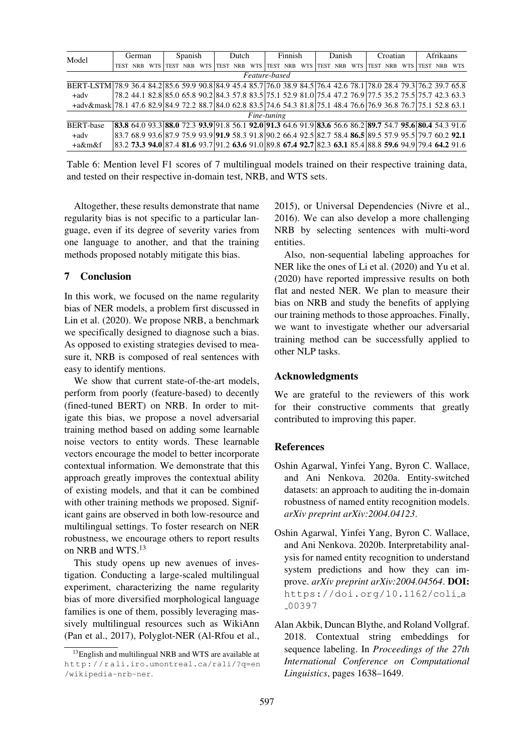| Model | German | | | Spanish | | | Dutch | | | Finnish | | | Danish | | | Croatian | | | Afrikaans | | |
|---|---|---|---|---|---|---|---|---|---|---|---|---|---|---|---|---|---|---|---|---|---|
| | TEST | NRB | WTS | TEST | NRB | WTS | TEST | NRB | WTS | TEST | NRB | WTS | TEST | NRB | WTS | TEST | NRB | WTS | TEST | NRB | WTS |
| *Feature-based* | | | | | | | | | | | | | | | | | | | | | |
| BERT-LSTM | 78.9 | 36.4 | 84.2 | 85.6 | 59.9 | 90.8 | 84.9 | 45.4 | 85.7 | 76.0 | 38.9 | 84.5 | 76.4 | 42.6 | 78.1 | 78.0 | 28.4 | 79.3 | 76.2 | 39.7 | 65.8 |
| +adv | 78.2 | 44.1 | 82.8 | 85.0 | 65.8 | 90.2 | 84.3 | 57.8 | 83.5 | 75.1 | 52.9 | 81.0 | 75.4 | 47.2 | 76.9 | 77.5 | 35.2 | 75.5 | 75.7 | 42.3 | 63.3 |
| +adv&mask | 78.1 | 47.6 | 82.9 | 84.9 | 72.2 | 88.7 | 84.0 | 62.8 | 83.5 | 74.6 | 54.3 | 81.8 | 75.1 | 48.4 | 76.6 | 76.9 | 36.8 | 76.7 | 75.1 | 52.8 | 63.1 |
| *Fine-tuning* | | | | | | | | | | | | | | | | | | | | | |
| BERT-base | **83.8** | 64.0 | 93.3 | **88.0** | 72.3 | **93.9** | 91.8 | 56.1 | **92.0** | **91.3** | 64.6 | 91.9 | **83.6** | 56.6 | 86.2 | **89.7** | 54.7 | **95.6** | **80.4** | 54.3 | 91.6 |
| +adv | 83.7 | 68.9 | 93.6 | 87.9 | 75.9 | 93.9 | **91.9** | 58.3 | 91.8 | 90.2 | 66.4 | 92.5 | 82.7 | 58.4 | **86.5** | 89.5 | 57.9 | 95.5 | 79.7 | 60.2 | **92.1** |
| +a&m&f | 83.2 | **73.3** | **94.0** | 87.4 | **81.6** | 93.7 | 91.2 | **63.6** | 91.0 | 89.8 | **67.4** | **92.7** | 82.3 | **63.1** | 85.4 | 88.8 | **59.6** | 94.9 | 79.4 | **64.2** | 91.6 |

Table 6: Mention level F1 scores of 7 multilingual models trained on their respective training data, and tested on their respective in-domain test, NRB, and WTS sets.

Altogether, these results demonstrate that name regularity bias is not specific to a particular language, even if its degree of severity varies from one language to another, and that the training methods proposed notably mitigate this bias.

## 7 Conclusion

In this work, we focused on the name regularity bias of NER models, a problem first discussed in Lin et al. (2020). We propose NRB, a benchmark we specifically designed to diagnose such a bias. As opposed to existing strategies devised to measure it, NRB is composed of real sentences with easy to identify mentions.

We show that current state-of-the-art models, perform from poorly (feature-based) to decently (fined-tuned BERT) on NRB. In order to mitigate this bias, we propose a novel adversarial training method based on adding some learnable noise vectors to entity words. These learnable vectors encourage the model to better incorporate contextual information. We demonstrate that this approach greatly improves the contextual ability of existing models, and that it can be combined with other training methods we proposed. Significant gains are observed in both low-resource and multilingual settings. To foster research on NER robustness, we encourage others to report results on NRB and WTS.[13]

This study opens up new avenues of investigation. Conducting a large-scaled multilingual experiment, characterizing the name regularity bias of more diversified morphological language families is one of them, possibly leveraging massively multilingual resources such as WikiAnn (Pan et al., 2017), Polyglot-NER (Al-Rfou et al., 2015), or Universal Dependencies (Nivre et al., 2016). We can also develop a more challenging NRB by selecting sentences with multi-word entities.

Also, non-sequential labeling approaches for NER like the ones of Li et al. (2020) and Yu et al. (2020) have reported impressive results on both flat and nested NER. We plan to measure their bias on NRB and study the benefits of applying our training methods to those approaches. Finally, we want to investigate whether our adversarial training method can be successfully applied to other NLP tasks.

[13] English and multilingual NRB and WTS are available at http://rali.iro.umontreal.ca/rali/?q=en/wikipedia-nrb-ner.

## Acknowledgments

We are grateful to the reviewers of this work for their constructive comments that greatly contributed to improving this paper.

## References

Oshin Agarwal, Yinfei Yang, Byron C. Wallace, and Ani Nenkova. 2020a. Entity-switched datasets: an approach to auditing the in-domain robustness of named entity recognition models. *arXiv preprint arXiv:2004.04123*.

Oshin Agarwal, Yinfei Yang, Byron C. Wallace, and Ani Nenkova. 2020b. Interpretability analysis for named entity recognition to understand system predictions and how they can improve. *arXiv preprint arXiv:2004.04564*. **DOI:** https://doi.org/10.1162/coli_a_00397

Alan Akbik, Duncan Blythe, and Roland Vollgraf. 2018. Contextual string embeddings for sequence labeling. In *Proceedings of the 27th International Conference on Computational Linguistics*, pages 1638–1649.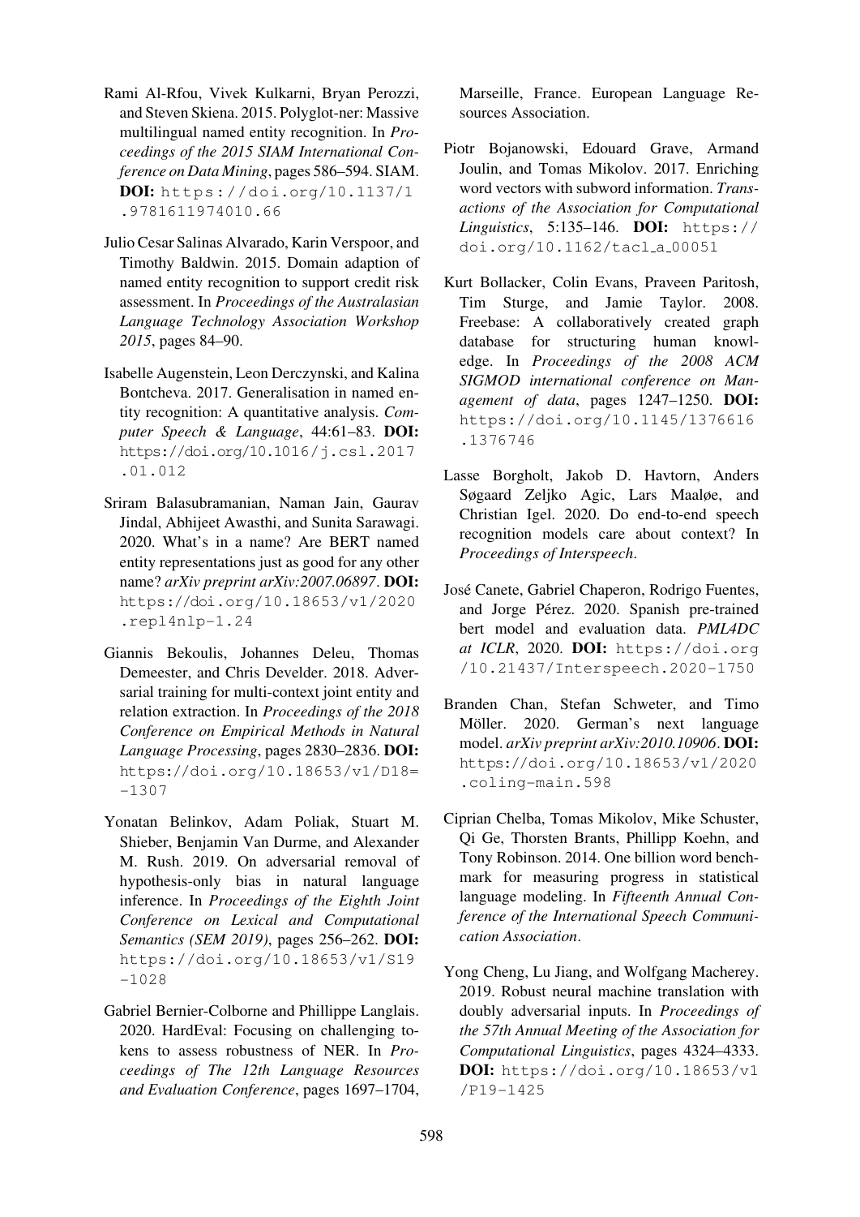Rami Al-Rfou, Vivek Kulkarni, Bryan Perozzi, and Steven Skiena. 2015. Polyglot-ner: Massive multilingual named entity recognition. In *Proceedings of the 2015 SIAM International Conference on Data Mining*, pages 586–594. SIAM. **DOI:** https://doi.org/10.1137/1.9781611974010.66

Julio Cesar Salinas Alvarado, Karin Verspoor, and Timothy Baldwin. 2015. Domain adaption of named entity recognition to support credit risk assessment. In *Proceedings of the Australasian Language Technology Association Workshop 2015*, pages 84–90.

Isabelle Augenstein, Leon Derczynski, and Kalina Bontcheva. 2017. Generalisation in named entity recognition: A quantitative analysis. *Computer Speech & Language*, 44:61–83. **DOI:** https://doi.org/10.1016/j.csl.2017.01.012

Sriram Balasubramanian, Naman Jain, Gaurav Jindal, Abhijeet Awasthi, and Sunita Sarawagi. 2020. What's in a name? Are BERT named entity representations just as good for any other name? *arXiv preprint arXiv:2007.06897*. **DOI:** https://doi.org/10.18653/v1/2020.repl4nlp-1.24

Giannis Bekoulis, Johannes Deleu, Thomas Demeester, and Chris Develder. 2018. Adversarial training for multi-context joint entity and relation extraction. In *Proceedings of the 2018 Conference on Empirical Methods in Natural Language Processing*, pages 2830–2836. **DOI:** https://doi.org/10.18653/v1/D18=-1307

Yonatan Belinkov, Adam Poliak, Stuart M. Shieber, Benjamin Van Durme, and Alexander M. Rush. 2019. On adversarial removal of hypothesis-only bias in natural language inference. In *Proceedings of the Eighth Joint Conference on Lexical and Computational Semantics (SEM 2019)*, pages 256–262. **DOI:** https://doi.org/10.18653/v1/S19-1028

Gabriel Bernier-Colborne and Phillippe Langlais. 2020. HardEval: Focusing on challenging tokens to assess robustness of NER. In *Proceedings of The 12th Language Resources and Evaluation Conference*, pages 1697–1704, Marseille, France. European Language Resources Association.

Piotr Bojanowski, Edouard Grave, Armand Joulin, and Tomas Mikolov. 2017. Enriching word vectors with subword information. *Transactions of the Association for Computational Linguistics*, 5:135–146. **DOI:** https://doi.org/10.1162/tacl_a_00051

Kurt Bollacker, Colin Evans, Praveen Paritosh, Tim Sturge, and Jamie Taylor. 2008. Freebase: A collaboratively created graph database for structuring human knowledge. In *Proceedings of the 2008 ACM SIGMOD international conference on Management of data*, pages 1247–1250. **DOI:** https://doi.org/10.1145/1376616.1376746

Lasse Borgholt, Jakob D. Havtorn, Anders Søgaard Zeljko Agic, Lars Maaløe, and Christian Igel. 2020. Do end-to-end speech recognition models care about context? In *Proceedings of Interspeech*.

José Canete, Gabriel Chaperon, Rodrigo Fuentes, and Jorge Pérez. 2020. Spanish pre-trained bert model and evaluation data. *PML4DC at ICLR*, 2020. **DOI:** https://doi.org/10.21437/Interspeech.2020-1750

Branden Chan, Stefan Schweter, and Timo Möller. 2020. German's next language model. *arXiv preprint arXiv:2010.10906*. **DOI:** https://doi.org/10.18653/v1/2020.coling-main.598

Ciprian Chelba, Tomas Mikolov, Mike Schuster, Qi Ge, Thorsten Brants, Phillipp Koehn, and Tony Robinson. 2014. One billion word benchmark for measuring progress in statistical language modeling. In *Fifteenth Annual Conference of the International Speech Communication Association*.

Yong Cheng, Lu Jiang, and Wolfgang Macherey. 2019. Robust neural machine translation with doubly adversarial inputs. In *Proceedings of the 57th Annual Meeting of the Association for Computational Linguistics*, pages 4324–4333. **DOI:** https://doi.org/10.18653/v1/P19-1425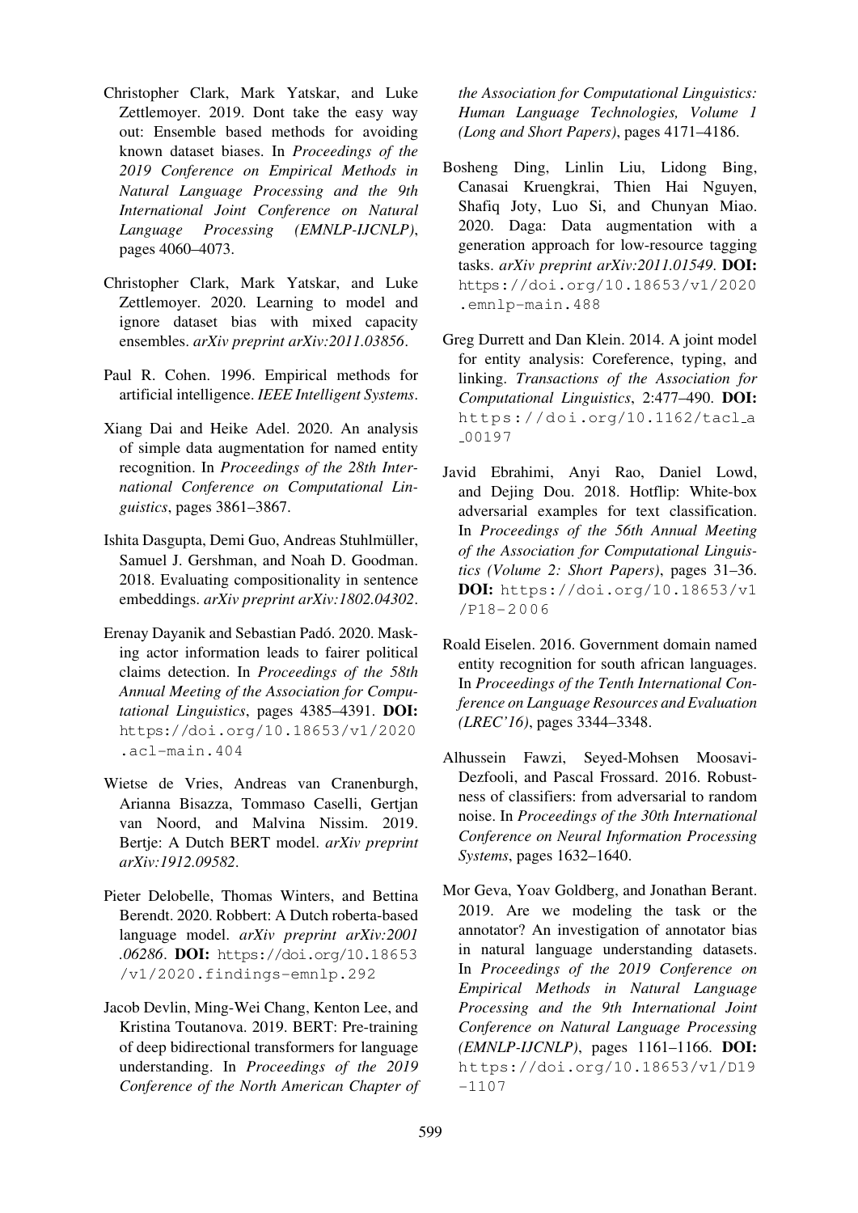Christopher Clark, Mark Yatskar, and Luke Zettlemoyer. 2019. Dont take the easy way out: Ensemble based methods for avoiding known dataset biases. In *Proceedings of the 2019 Conference on Empirical Methods in Natural Language Processing and the 9th International Joint Conference on Natural Language Processing (EMNLP-IJCNLP)*, pages 4060–4073.

Christopher Clark, Mark Yatskar, and Luke Zettlemoyer. 2020. Learning to model and ignore dataset bias with mixed capacity ensembles. *arXiv preprint arXiv:2011.03856*.

Paul R. Cohen. 1996. Empirical methods for artificial intelligence. *IEEE Intelligent Systems*.

Xiang Dai and Heike Adel. 2020. An analysis of simple data augmentation for named entity recognition. In *Proceedings of the 28th International Conference on Computational Linguistics*, pages 3861–3867.

Ishita Dasgupta, Demi Guo, Andreas Stuhlmüller, Samuel J. Gershman, and Noah D. Goodman. 2018. Evaluating compositionality in sentence embeddings. *arXiv preprint arXiv:1802.04302*.

Erenay Dayanik and Sebastian Padó. 2020. Masking actor information leads to fairer political claims detection. In *Proceedings of the 58th Annual Meeting of the Association for Computational Linguistics*, pages 4385–4391. **DOI:** https://doi.org/10.18653/v1/2020.acl-main.404

Wietse de Vries, Andreas van Cranenburgh, Arianna Bisazza, Tommaso Caselli, Gertjan van Noord, and Malvina Nissim. 2019. Bertje: A Dutch BERT model. *arXiv preprint arXiv:1912.09582*.

Pieter Delobelle, Thomas Winters, and Bettina Berendt. 2020. Robbert: A Dutch roberta-based language model. *arXiv preprint arXiv:2001.06286*. **DOI:** https://doi.org/10.18653/v1/2020.findings-emnlp.292

Jacob Devlin, Ming-Wei Chang, Kenton Lee, and Kristina Toutanova. 2019. BERT: Pre-training of deep bidirectional transformers for language understanding. In *Proceedings of the 2019 Conference of the North American Chapter of the Association for Computational Linguistics: Human Language Technologies, Volume 1 (Long and Short Papers)*, pages 4171–4186.

Bosheng Ding, Linlin Liu, Lidong Bing, Canasai Kruengkrai, Thien Hai Nguyen, Shafiq Joty, Luo Si, and Chunyan Miao. 2020. Daga: Data augmentation with a generation approach for low-resource tagging tasks. *arXiv preprint arXiv:2011.01549*. **DOI:** https://doi.org/10.18653/v1/2020.emnlp-main.488

Greg Durrett and Dan Klein. 2014. A joint model for entity analysis: Coreference, typing, and linking. *Transactions of the Association for Computational Linguistics*, 2:477–490. **DOI:** https://doi.org/10.1162/tacl_a_00197

Javid Ebrahimi, Anyi Rao, Daniel Lowd, and Dejing Dou. 2018. Hotflip: White-box adversarial examples for text classification. In *Proceedings of the 56th Annual Meeting of the Association for Computational Linguistics (Volume 2: Short Papers)*, pages 31–36. **DOI:** https://doi.org/10.18653/v1/P18-2006

Roald Eiselen. 2016. Government domain named entity recognition for south african languages. In *Proceedings of the Tenth International Conference on Language Resources and Evaluation (LREC'16)*, pages 3344–3348.

Alhussein Fawzi, Seyed-Mohsen Moosavi-Dezfooli, and Pascal Frossard. 2016. Robustness of classifiers: from adversarial to random noise. In *Proceedings of the 30th International Conference on Neural Information Processing Systems*, pages 1632–1640.

Mor Geva, Yoav Goldberg, and Jonathan Berant. 2019. Are we modeling the task or the annotator? An investigation of annotator bias in natural language understanding datasets. In *Proceedings of the 2019 Conference on Empirical Methods in Natural Language Processing and the 9th International Joint Conference on Natural Language Processing (EMNLP-IJCNLP)*, pages 1161–1166. **DOI:** https://doi.org/10.18653/v1/D19-1107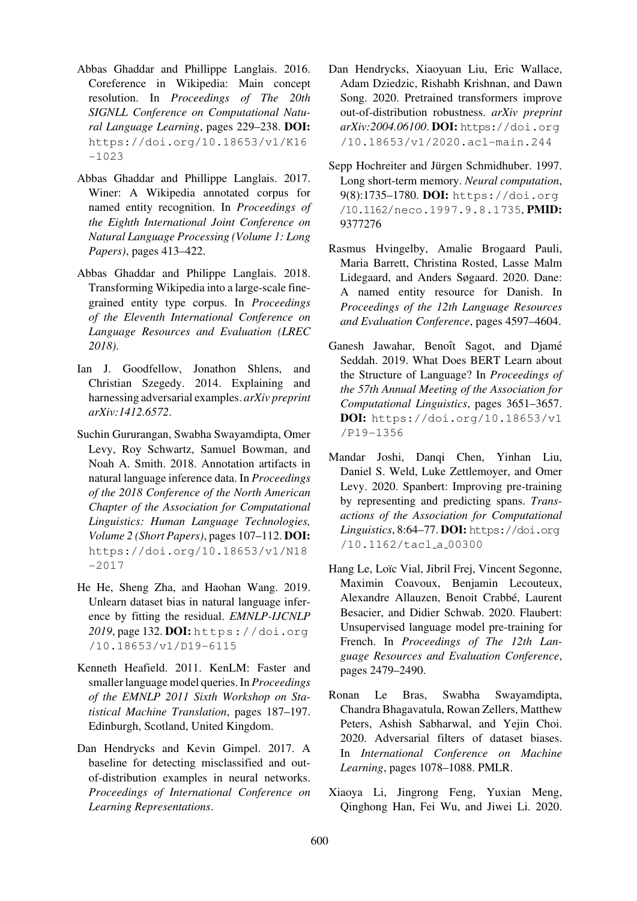Abbas Ghaddar and Phillippe Langlais. 2016. Coreference in Wikipedia: Main concept resolution. In *Proceedings of The 20th SIGNLL Conference on Computational Natural Language Learning*, pages 229–238. **DOI:** https://doi.org/10.18653/v1/K16-1023

Abbas Ghaddar and Phillippe Langlais. 2017. Winer: A Wikipedia annotated corpus for named entity recognition. In *Proceedings of the Eighth International Joint Conference on Natural Language Processing (Volume 1: Long Papers)*, pages 413–422.

Abbas Ghaddar and Philippe Langlais. 2018. Transforming Wikipedia into a large-scale fine-grained entity type corpus. In *Proceedings of the Eleventh International Conference on Language Resources and Evaluation (LREC 2018)*.

Ian J. Goodfellow, Jonathon Shlens, and Christian Szegedy. 2014. Explaining and harnessing adversarial examples. *arXiv preprint arXiv:1412.6572*.

Suchin Gururangan, Swabha Swayamdipta, Omer Levy, Roy Schwartz, Samuel Bowman, and Noah A. Smith. 2018. Annotation artifacts in natural language inference data. In *Proceedings of the 2018 Conference of the North American Chapter of the Association for Computational Linguistics: Human Language Technologies, Volume 2 (Short Papers)*, pages 107–112. **DOI:** https://doi.org/10.18653/v1/N18-2017

He He, Sheng Zha, and Haohan Wang. 2019. Unlearn dataset bias in natural language inference by fitting the residual. *EMNLP-IJCNLP 2019*, page 132. **DOI:** https://doi.org/10.18653/v1/D19-6115

Kenneth Heafield. 2011. KenLM: Faster and smaller language model queries. In *Proceedings of the EMNLP 2011 Sixth Workshop on Statistical Machine Translation*, pages 187–197. Edinburgh, Scotland, United Kingdom.

Dan Hendrycks and Kevin Gimpel. 2017. A baseline for detecting misclassified and out-of-distribution examples in neural networks. *Proceedings of International Conference on Learning Representations*.

Dan Hendrycks, Xiaoyuan Liu, Eric Wallace, Adam Dziedzic, Rishabh Krishnan, and Dawn Song. 2020. Pretrained transformers improve out-of-distribution robustness. *arXiv preprint arXiv:2004.06100*. **DOI:** https://doi.org/10.18653/v1/2020.acl-main.244

Sepp Hochreiter and Jürgen Schmidhuber. 1997. Long short-term memory. *Neural computation*, 9(8):1735–1780. **DOI:** https://doi.org/10.1162/neco.1997.9.8.1735, **PMID:** 9377276

Rasmus Hvingelby, Amalie Brogaard Pauli, Maria Barrett, Christina Rosted, Lasse Malm Lidegaard, and Anders Søgaard. 2020. Dane: A named entity resource for Danish. In *Proceedings of the 12th Language Resources and Evaluation Conference*, pages 4597–4604.

Ganesh Jawahar, Benoît Sagot, and Djamé Seddah. 2019. What Does BERT Learn about the Structure of Language? In *Proceedings of the 57th Annual Meeting of the Association for Computational Linguistics*, pages 3651–3657. **DOI:** https://doi.org/10.18653/v1/P19-1356

Mandar Joshi, Danqi Chen, Yinhan Liu, Daniel S. Weld, Luke Zettlemoyer, and Omer Levy. 2020. Spanbert: Improving pre-training by representing and predicting spans. *Transactions of the Association for Computational Linguistics*, 8:64–77. **DOI:** https://doi.org/10.1162/tacl_a_00300

Hang Le, Loïc Vial, Jibril Frej, Vincent Segonne, Maximin Coavoux, Benjamin Lecouteux, Alexandre Allauzen, Benoit Crabbé, Laurent Besacier, and Didier Schwab. 2020. Flaubert: Unsupervised language model pre-training for French. In *Proceedings of The 12th Language Resources and Evaluation Conference*, pages 2479–2490.

Ronan Le Bras, Swabha Swayamdipta, Chandra Bhagavatula, Rowan Zellers, Matthew Peters, Ashish Sabharwal, and Yejin Choi. 2020. Adversarial filters of dataset biases. In *International Conference on Machine Learning*, pages 1078–1088. PMLR.

Xiaoya Li, Jingrong Feng, Yuxian Meng, Qinghong Han, Fei Wu, and Jiwei Li. 2020.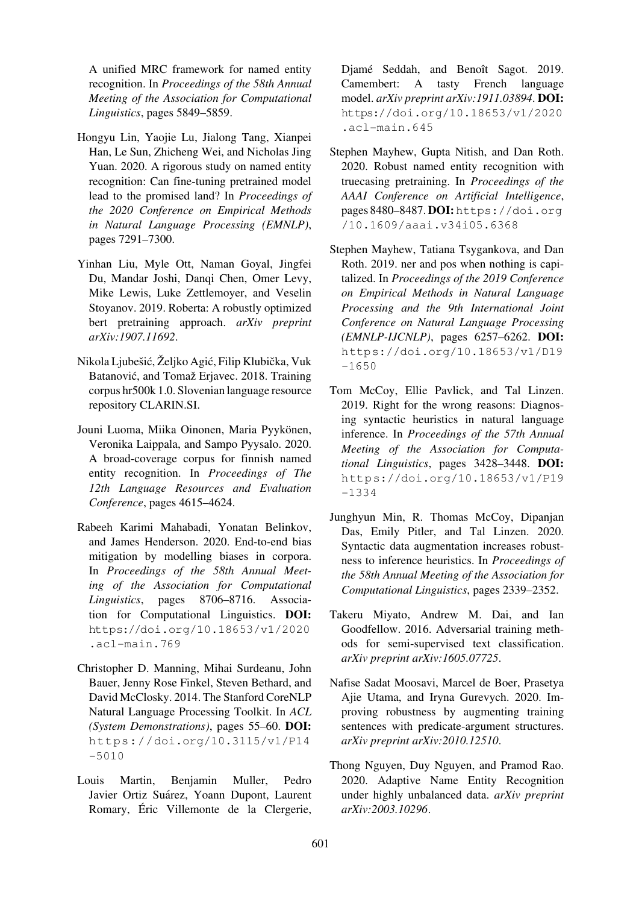A unified MRC framework for named entity recognition. In *Proceedings of the 58th Annual Meeting of the Association for Computational Linguistics*, pages 5849–5859.

Hongyu Lin, Yaojie Lu, Jialong Tang, Xianpei Han, Le Sun, Zhicheng Wei, and Nicholas Jing Yuan. 2020. A rigorous study on named entity recognition: Can fine-tuning pretrained model lead to the promised land? In *Proceedings of the 2020 Conference on Empirical Methods in Natural Language Processing (EMNLP)*, pages 7291–7300.

Yinhan Liu, Myle Ott, Naman Goyal, Jingfei Du, Mandar Joshi, Danqi Chen, Omer Levy, Mike Lewis, Luke Zettlemoyer, and Veselin Stoyanov. 2019. Roberta: A robustly optimized bert pretraining approach. *arXiv preprint arXiv:1907.11692*.

Nikola Ljubešić, Željko Agić, Filip Klubička, Vuk Batanović, and Tomaž Erjavec. 2018. Training corpus hr500k 1.0. Slovenian language resource repository CLARIN.SI.

Jouni Luoma, Miika Oinonen, Maria Pyykönen, Veronika Laippala, and Sampo Pyysalo. 2020. A broad-coverage corpus for finnish named entity recognition. In *Proceedings of The 12th Language Resources and Evaluation Conference*, pages 4615–4624.

Rabeeh Karimi Mahabadi, Yonatan Belinkov, and James Henderson. 2020. End-to-end bias mitigation by modelling biases in corpora. In *Proceedings of the 58th Annual Meeting of the Association for Computational Linguistics*, pages 8706–8716. Association for Computational Linguistics. **DOI:** https://doi.org/10.18653/v1/2020.acl-main.769

Christopher D. Manning, Mihai Surdeanu, John Bauer, Jenny Rose Finkel, Steven Bethard, and David McClosky. 2014. The Stanford CoreNLP Natural Language Processing Toolkit. In *ACL (System Demonstrations)*, pages 55–60. **DOI:** https://doi.org/10.3115/v1/P14-5010

Louis Martin, Benjamin Muller, Pedro Javier Ortiz Suárez, Yoann Dupont, Laurent Romary, Éric Villemonte de la Clergerie, Djamé Seddah, and Benoît Sagot. 2019. Camembert: A tasty French language model. *arXiv preprint arXiv:1911.03894*. **DOI:** https://doi.org/10.18653/v1/2020.acl-main.645

Stephen Mayhew, Gupta Nitish, and Dan Roth. 2020. Robust named entity recognition with truecasing pretraining. In *Proceedings of the AAAI Conference on Artificial Intelligence*, pages 8480–8487. **DOI:** https://doi.org/10.1609/aaai.v34i05.6368

Stephen Mayhew, Tatiana Tsygankova, and Dan Roth. 2019. ner and pos when nothing is capitalized. In *Proceedings of the 2019 Conference on Empirical Methods in Natural Language Processing and the 9th International Joint Conference on Natural Language Processing (EMNLP-IJCNLP)*, pages 6257–6262. **DOI:** https://doi.org/10.18653/v1/D19-1650

Tom McCoy, Ellie Pavlick, and Tal Linzen. 2019. Right for the wrong reasons: Diagnosing syntactic heuristics in natural language inference. In *Proceedings of the 57th Annual Meeting of the Association for Computational Linguistics*, pages 3428–3448. **DOI:** https://doi.org/10.18653/v1/P19-1334

Junghyun Min, R. Thomas McCoy, Dipanjan Das, Emily Pitler, and Tal Linzen. 2020. Syntactic data augmentation increases robustness to inference heuristics. In *Proceedings of the 58th Annual Meeting of the Association for Computational Linguistics*, pages 2339–2352.

Takeru Miyato, Andrew M. Dai, and Ian Goodfellow. 2016. Adversarial training methods for semi-supervised text classification. *arXiv preprint arXiv:1605.07725*.

Nafise Sadat Moosavi, Marcel de Boer, Prasetya Ajie Utama, and Iryna Gurevych. 2020. Improving robustness by augmenting training sentences with predicate-argument structures. *arXiv preprint arXiv:2010.12510*.

Thong Nguyen, Duy Nguyen, and Pramod Rao. 2020. Adaptive Name Entity Recognition under highly unbalanced data. *arXiv preprint arXiv:2003.10296*.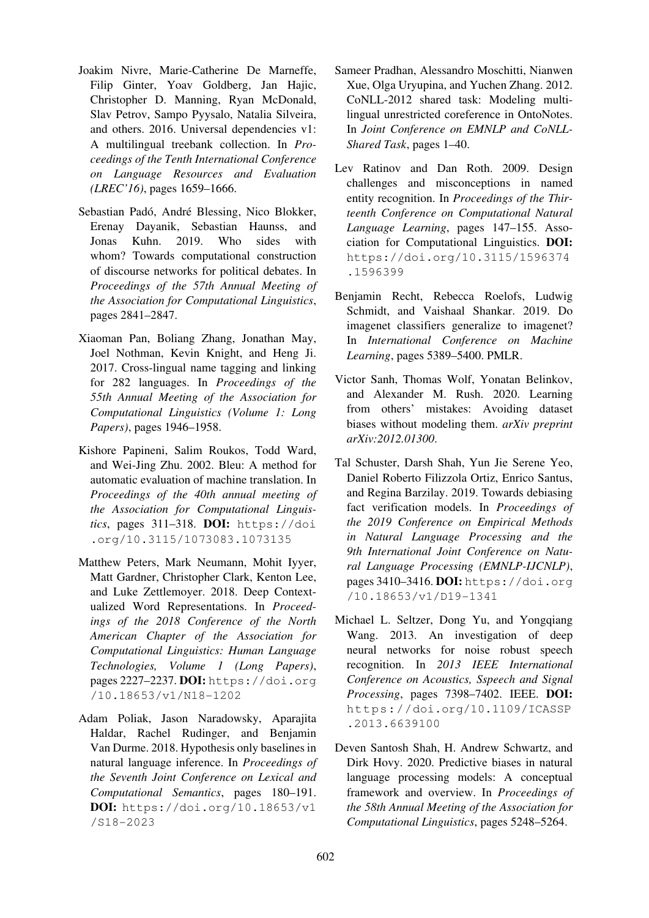Joakim Nivre, Marie-Catherine De Marneffe, Filip Ginter, Yoav Goldberg, Jan Hajic, Christopher D. Manning, Ryan McDonald, Slav Petrov, Sampo Pyysalo, Natalia Silveira, and others. 2016. Universal dependencies v1: A multilingual treebank collection. In *Proceedings of the Tenth International Conference on Language Resources and Evaluation (LREC'16)*, pages 1659–1666.

Sebastian Padó, André Blessing, Nico Blokker, Erenay Dayanik, Sebastian Haunss, and Jonas Kuhn. 2019. Who sides with whom? Towards computational construction of discourse networks for political debates. In *Proceedings of the 57th Annual Meeting of the Association for Computational Linguistics*, pages 2841–2847.

Xiaoman Pan, Boliang Zhang, Jonathan May, Joel Nothman, Kevin Knight, and Heng Ji. 2017. Cross-lingual name tagging and linking for 282 languages. In *Proceedings of the 55th Annual Meeting of the Association for Computational Linguistics (Volume 1: Long Papers)*, pages 1946–1958.

Kishore Papineni, Salim Roukos, Todd Ward, and Wei-Jing Zhu. 2002. Bleu: A method for automatic evaluation of machine translation. In *Proceedings of the 40th annual meeting of the Association for Computational Linguistics*, pages 311–318. **DOI:** https://doi.org/10.3115/1073083.1073135

Matthew Peters, Mark Neumann, Mohit Iyyer, Matt Gardner, Christopher Clark, Kenton Lee, and Luke Zettlemoyer. 2018. Deep Contextualized Word Representations. In *Proceedings of the 2018 Conference of the North American Chapter of the Association for Computational Linguistics: Human Language Technologies, Volume 1 (Long Papers)*, pages 2227–2237. **DOI:** https://doi.org/10.18653/v1/N18-1202

Adam Poliak, Jason Naradowsky, Aparajita Haldar, Rachel Rudinger, and Benjamin Van Durme. 2018. Hypothesis only baselines in natural language inference. In *Proceedings of the Seventh Joint Conference on Lexical and Computational Semantics*, pages 180–191. **DOI:** https://doi.org/10.18653/v1/S18-2023

Sameer Pradhan, Alessandro Moschitti, Nianwen Xue, Olga Uryupina, and Yuchen Zhang. 2012. CoNLL-2012 shared task: Modeling multilingual unrestricted coreference in OntoNotes. In *Joint Conference on EMNLP and CoNLL-Shared Task*, pages 1–40.

Lev Ratinov and Dan Roth. 2009. Design challenges and misconceptions in named entity recognition. In *Proceedings of the Thirteenth Conference on Computational Natural Language Learning*, pages 147–155. Association for Computational Linguistics. **DOI:** https://doi.org/10.3115/1596374.1596399

Benjamin Recht, Rebecca Roelofs, Ludwig Schmidt, and Vaishaal Shankar. 2019. Do imagenet classifiers generalize to imagenet? In *International Conference on Machine Learning*, pages 5389–5400. PMLR.

Victor Sanh, Thomas Wolf, Yonatan Belinkov, and Alexander M. Rush. 2020. Learning from others' mistakes: Avoiding dataset biases without modeling them. *arXiv preprint arXiv:2012.01300*.

Tal Schuster, Darsh Shah, Yun Jie Serene Yeo, Daniel Roberto Filizzola Ortiz, Enrico Santus, and Regina Barzilay. 2019. Towards debiasing fact verification models. In *Proceedings of the 2019 Conference on Empirical Methods in Natural Language Processing and the 9th International Joint Conference on Natural Language Processing (EMNLP-IJCNLP)*, pages 3410–3416. **DOI:** https://doi.org/10.18653/v1/D19-1341

Michael L. Seltzer, Dong Yu, and Yongqiang Wang. 2013. An investigation of deep neural networks for noise robust speech recognition. In *2013 IEEE International Conference on Acoustics, Sspeech and Signal Processing*, pages 7398–7402. IEEE. **DOI:** https://doi.org/10.1109/ICASSP.2013.6639100

Deven Santosh Shah, H. Andrew Schwartz, and Dirk Hovy. 2020. Predictive biases in natural language processing models: A conceptual framework and overview. In *Proceedings of the 58th Annual Meeting of the Association for Computational Linguistics*, pages 5248–5264.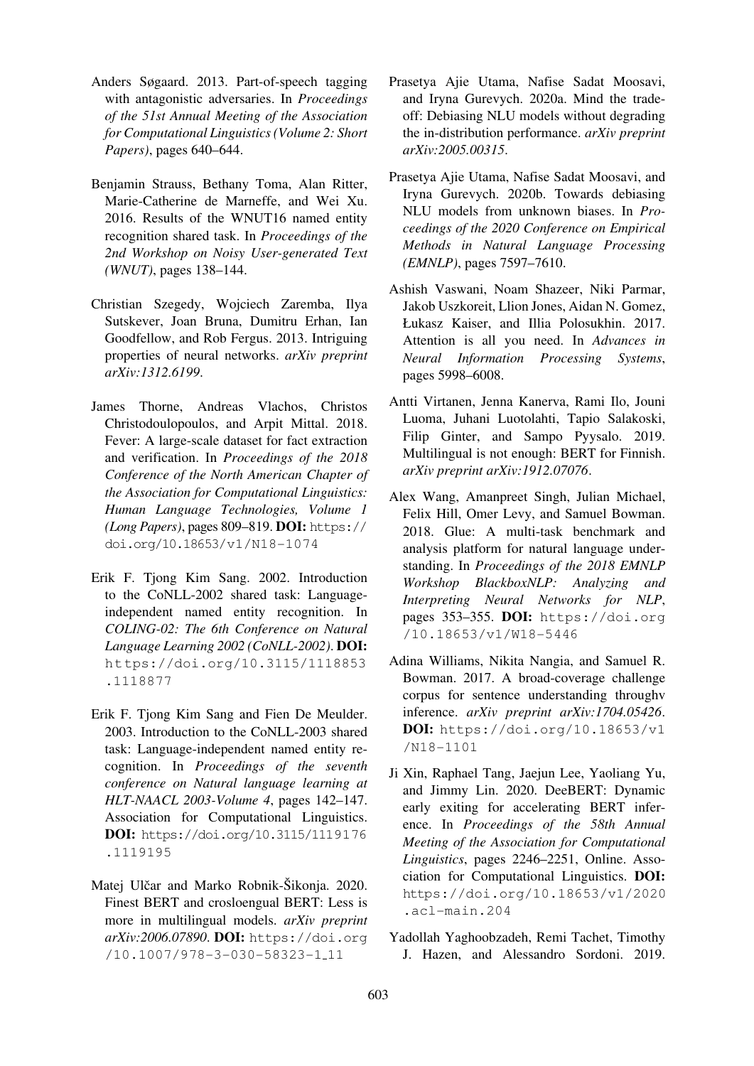Anders Søgaard. 2013. Part-of-speech tagging with antagonistic adversaries. In *Proceedings of the 51st Annual Meeting of the Association for Computational Linguistics (Volume 2: Short Papers)*, pages 640–644.

Benjamin Strauss, Bethany Toma, Alan Ritter, Marie-Catherine de Marneffe, and Wei Xu. 2016. Results of the WNUT16 named entity recognition shared task. In *Proceedings of the 2nd Workshop on Noisy User-generated Text (WNUT)*, pages 138–144.

Christian Szegedy, Wojciech Zaremba, Ilya Sutskever, Joan Bruna, Dumitru Erhan, Ian Goodfellow, and Rob Fergus. 2013. Intriguing properties of neural networks. *arXiv preprint arXiv:1312.6199*.

James Thorne, Andreas Vlachos, Christos Christodoulopoulos, and Arpit Mittal. 2018. Fever: A large-scale dataset for fact extraction and verification. In *Proceedings of the 2018 Conference of the North American Chapter of the Association for Computational Linguistics: Human Language Technologies, Volume 1 (Long Papers)*, pages 809–819. **DOI:** https://doi.org/10.18653/v1/N18-1074

Erik F. Tjong Kim Sang. 2002. Introduction to the CoNLL-2002 shared task: Language-independent named entity recognition. In *COLING-02: The 6th Conference on Natural Language Learning 2002 (CoNLL-2002)*. **DOI:** https://doi.org/10.3115/1118853.1118877

Erik F. Tjong Kim Sang and Fien De Meulder. 2003. Introduction to the CoNLL-2003 shared task: Language-independent named entity recognition. In *Proceedings of the seventh conference on Natural language learning at HLT-NAACL 2003-Volume 4*, pages 142–147. Association for Computational Linguistics. **DOI:** https://doi.org/10.3115/1119176.1119195

Matej Ulčar and Marko Robnik-Šikonja. 2020. Finest BERT and crosloengual BERT: Less is more in multilingual models. *arXiv preprint arXiv:2006.07890*. **DOI:** https://doi.org/10.1007/978-3-030-58323-1_11

Prasetya Ajie Utama, Nafise Sadat Moosavi, and Iryna Gurevych. 2020a. Mind the trade-off: Debiasing NLU models without degrading the in-distribution performance. *arXiv preprint arXiv:2005.00315*.

Prasetya Ajie Utama, Nafise Sadat Moosavi, and Iryna Gurevych. 2020b. Towards debiasing NLU models from unknown biases. In *Proceedings of the 2020 Conference on Empirical Methods in Natural Language Processing (EMNLP)*, pages 7597–7610.

Ashish Vaswani, Noam Shazeer, Niki Parmar, Jakob Uszkoreit, Llion Jones, Aidan N. Gomez, Łukasz Kaiser, and Illia Polosukhin. 2017. Attention is all you need. In *Advances in Neural Information Processing Systems*, pages 5998–6008.

Antti Virtanen, Jenna Kanerva, Rami Ilo, Jouni Luoma, Juhani Luotolahti, Tapio Salakoski, Filip Ginter, and Sampo Pyysalo. 2019. Multilingual is not enough: BERT for Finnish. *arXiv preprint arXiv:1912.07076*.

Alex Wang, Amanpreet Singh, Julian Michael, Felix Hill, Omer Levy, and Samuel Bowman. 2018. Glue: A multi-task benchmark and analysis platform for natural language understanding. In *Proceedings of the 2018 EMNLP Workshop BlackboxNLP: Analyzing and Interpreting Neural Networks for NLP*, pages 353–355. **DOI:** https://doi.org/10.18653/v1/W18-5446

Adina Williams, Nikita Nangia, and Samuel R. Bowman. 2017. A broad-coverage challenge corpus for sentence understanding throughv inference. *arXiv preprint arXiv:1704.05426*. **DOI:** https://doi.org/10.18653/v1/N18-1101

Ji Xin, Raphael Tang, Jaejun Lee, Yaoliang Yu, and Jimmy Lin. 2020. DeeBERT: Dynamic early exiting for accelerating BERT inference. In *Proceedings of the 58th Annual Meeting of the Association for Computational Linguistics*, pages 2246–2251, Online. Association for Computational Linguistics. **DOI:** https://doi.org/10.18653/v1/2020.acl-main.204

Yadollah Yaghoobzadeh, Remi Tachet, Timothy J. Hazen, and Alessandro Sordoni. 2019.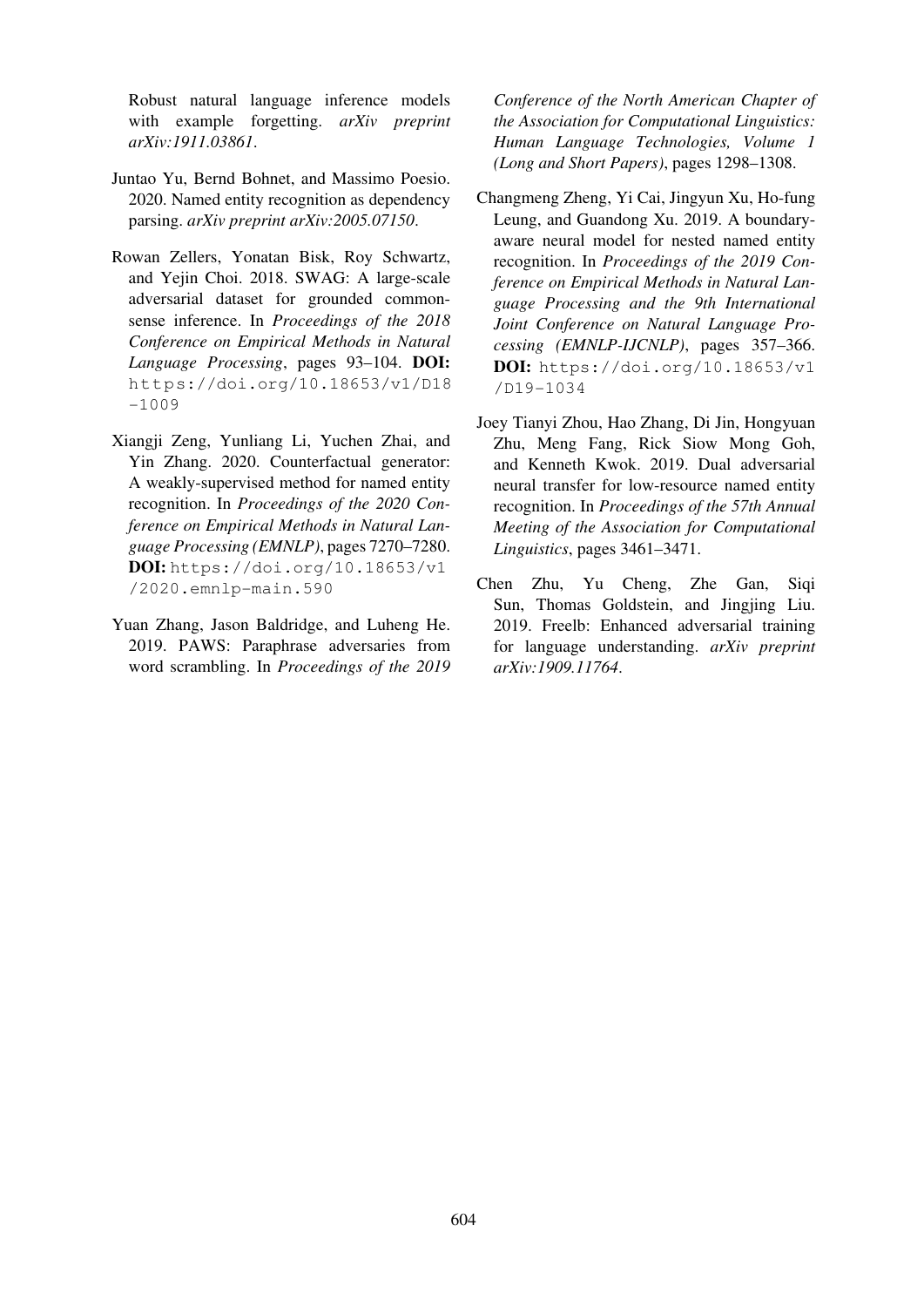Robust natural language inference models with example forgetting. *arXiv preprint arXiv:1911.03861*.

Juntao Yu, Bernd Bohnet, and Massimo Poesio. 2020. Named entity recognition as dependency parsing. *arXiv preprint arXiv:2005.07150*.

Rowan Zellers, Yonatan Bisk, Roy Schwartz, and Yejin Choi. 2018. SWAG: A large-scale adversarial dataset for grounded commonsense inference. In *Proceedings of the 2018 Conference on Empirical Methods in Natural Language Processing*, pages 93–104. **DOI:** `https://doi.org/10.18653/v1/D18-1009`

Xiangji Zeng, Yunliang Li, Yuchen Zhai, and Yin Zhang. 2020. Counterfactual generator: A weakly-supervised method for named entity recognition. In *Proceedings of the 2020 Conference on Empirical Methods in Natural Language Processing (EMNLP)*, pages 7270–7280. **DOI:** `https://doi.org/10.18653/v1/2020.emnlp-main.590`

Yuan Zhang, Jason Baldridge, and Luheng He. 2019. PAWS: Paraphrase adversaries from word scrambling. In *Proceedings of the 2019 Conference of the North American Chapter of the Association for Computational Linguistics: Human Language Technologies, Volume 1 (Long and Short Papers)*, pages 1298–1308.

Changmeng Zheng, Yi Cai, Jingyun Xu, Ho-fung Leung, and Guandong Xu. 2019. A boundary-aware neural model for nested named entity recognition. In *Proceedings of the 2019 Conference on Empirical Methods in Natural Language Processing and the 9th International Joint Conference on Natural Language Processing (EMNLP-IJCNLP)*, pages 357–366. **DOI:** `https://doi.org/10.18653/v1/D19-1034`

Joey Tianyi Zhou, Hao Zhang, Di Jin, Hongyuan Zhu, Meng Fang, Rick Siow Mong Goh, and Kenneth Kwok. 2019. Dual adversarial neural transfer for low-resource named entity recognition. In *Proceedings of the 57th Annual Meeting of the Association for Computational Linguistics*, pages 3461–3471.

Chen Zhu, Yu Cheng, Zhe Gan, Siqi Sun, Thomas Goldstein, and Jingjing Liu. 2019. Freelb: Enhanced adversarial training for language understanding. *arXiv preprint arXiv:1909.11764*.